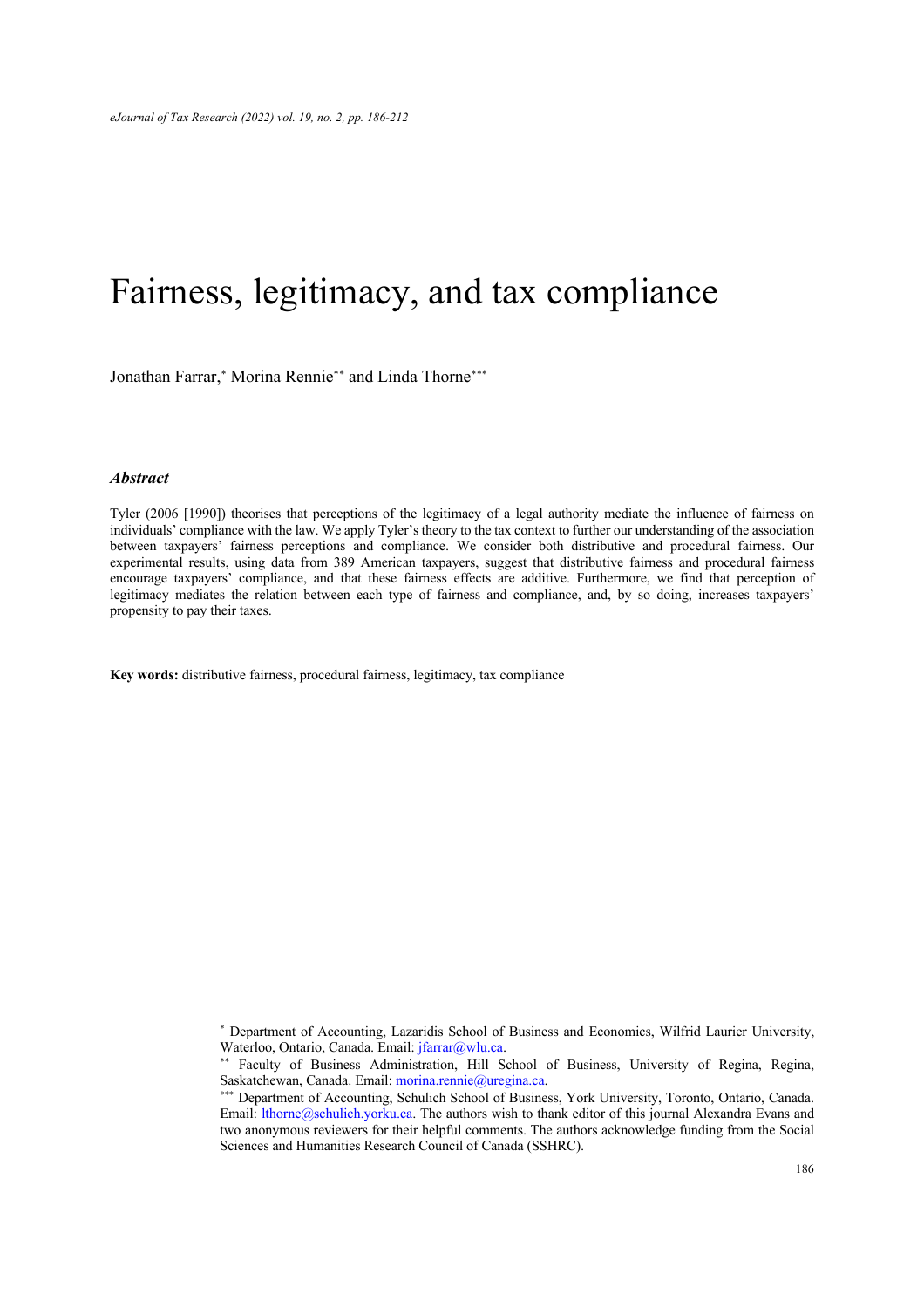# Fairness, legitimacy, and tax compliance

Jonathan Farrar,[*] Morina Rennie[**] and Linda Thorne[***]

## *Abstract*

Tyler (2006 [1990]) theorises that perceptions of the legitimacy of a legal authority mediate the influence of fairness on individuals' compliance with the law. We apply Tyler's theory to the tax context to further our understanding of the association between taxpayers' fairness perceptions and compliance. We consider both distributive and procedural fairness. Our experimental results, using data from 389 American taxpayers, suggest that distributive fairness and procedural fairness encourage taxpayers' compliance, and that these fairness effects are additive. Furthermore, we find that perception of legitimacy mediates the relation between each type of fairness and compliance, and, by so doing, increases taxpayers' propensity to pay their taxes.

**Key words:** distributive fairness, procedural fairness, legitimacy, tax compliance

---

[*] Department of Accounting, Lazaridis School of Business and Economics, Wilfrid Laurier University, Waterloo, Ontario, Canada. Email: jfarrar@wlu.ca.

[**] Faculty of Business Administration, Hill School of Business, University of Regina, Regina, Saskatchewan, Canada. Email: morina.rennie@uregina.ca.

[***] Department of Accounting, Schulich School of Business, York University, Toronto, Ontario, Canada. Email: lthorne@schulich.yorku.ca. The authors wish to thank editor of this journal Alexandra Evans and two anonymous reviewers for their helpful comments. The authors acknowledge funding from the Social Sciences and Humanities Research Council of Canada (SSHRC).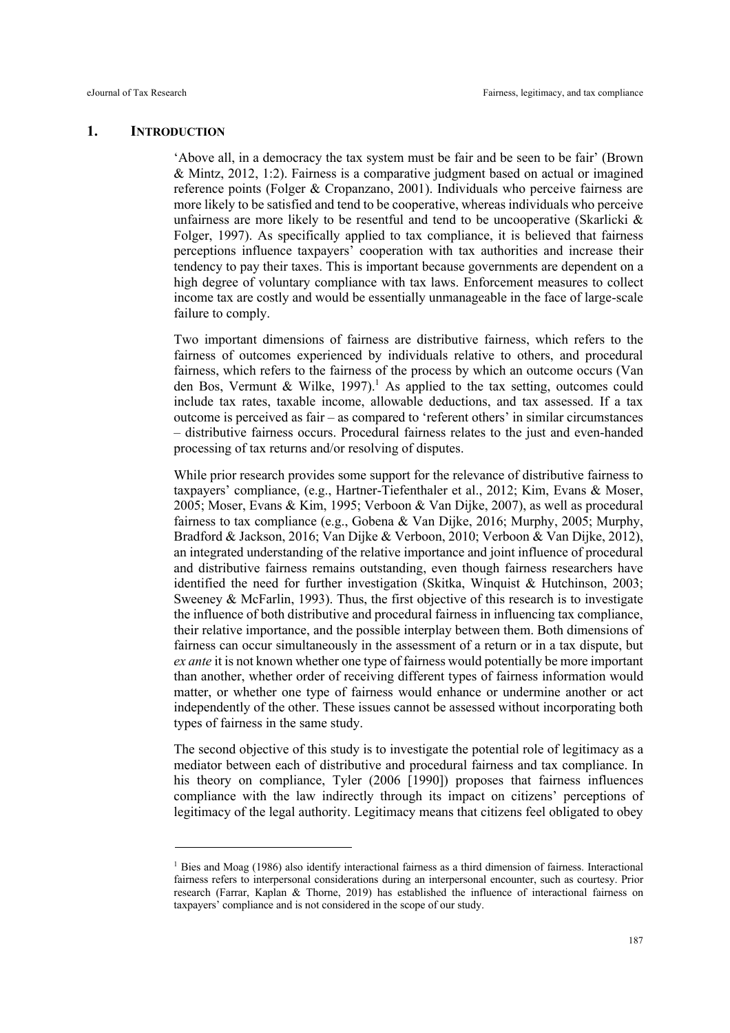## 1. INTRODUCTION

'Above all, in a democracy the tax system must be fair and be seen to be fair' (Brown & Mintz, 2012, 1:2). Fairness is a comparative judgment based on actual or imagined reference points (Folger & Cropanzano, 2001). Individuals who perceive fairness are more likely to be satisfied and tend to be cooperative, whereas individuals who perceive unfairness are more likely to be resentful and tend to be uncooperative (Skarlicki & Folger, 1997). As specifically applied to tax compliance, it is believed that fairness perceptions influence taxpayers' cooperation with tax authorities and increase their tendency to pay their taxes. This is important because governments are dependent on a high degree of voluntary compliance with tax laws. Enforcement measures to collect income tax are costly and would be essentially unmanageable in the face of large-scale failure to comply.

Two important dimensions of fairness are distributive fairness, which refers to the fairness of outcomes experienced by individuals relative to others, and procedural fairness, which refers to the fairness of the process by which an outcome occurs (Van den Bos, Vermunt & Wilke, 1997).[1] As applied to the tax setting, outcomes could include tax rates, taxable income, allowable deductions, and tax assessed. If a tax outcome is perceived as fair – as compared to 'referent others' in similar circumstances – distributive fairness occurs. Procedural fairness relates to the just and even-handed processing of tax returns and/or resolving of disputes.

While prior research provides some support for the relevance of distributive fairness to taxpayers' compliance, (e.g., Hartner-Tiefenthaler et al., 2012; Kim, Evans & Moser, 2005; Moser, Evans & Kim, 1995; Verboon & Van Dijke, 2007), as well as procedural fairness to tax compliance (e.g., Gobena & Van Dijke, 2016; Murphy, 2005; Murphy, Bradford & Jackson, 2016; Van Dijke & Verboon, 2010; Verboon & Van Dijke, 2012), an integrated understanding of the relative importance and joint influence of procedural and distributive fairness remains outstanding, even though fairness researchers have identified the need for further investigation (Skitka, Winquist & Hutchinson, 2003; Sweeney & McFarlin, 1993). Thus, the first objective of this research is to investigate the influence of both distributive and procedural fairness in influencing tax compliance, their relative importance, and the possible interplay between them. Both dimensions of fairness can occur simultaneously in the assessment of a return or in a tax dispute, but *ex ante* it is not known whether one type of fairness would potentially be more important than another, whether order of receiving different types of fairness information would matter, or whether one type of fairness would enhance or undermine another or act independently of the other. These issues cannot be assessed without incorporating both types of fairness in the same study.

The second objective of this study is to investigate the potential role of legitimacy as a mediator between each of distributive and procedural fairness and tax compliance. In his theory on compliance, Tyler (2006 [1990]) proposes that fairness influences compliance with the law indirectly through its impact on citizens' perceptions of legitimacy of the legal authority. Legitimacy means that citizens feel obligated to obey

---

[1] Bies and Moag (1986) also identify interactional fairness as a third dimension of fairness. Interactional fairness refers to interpersonal considerations during an interpersonal encounter, such as courtesy. Prior research (Farrar, Kaplan & Thorne, 2019) has established the influence of interactional fairness on taxpayers' compliance and is not considered in the scope of our study.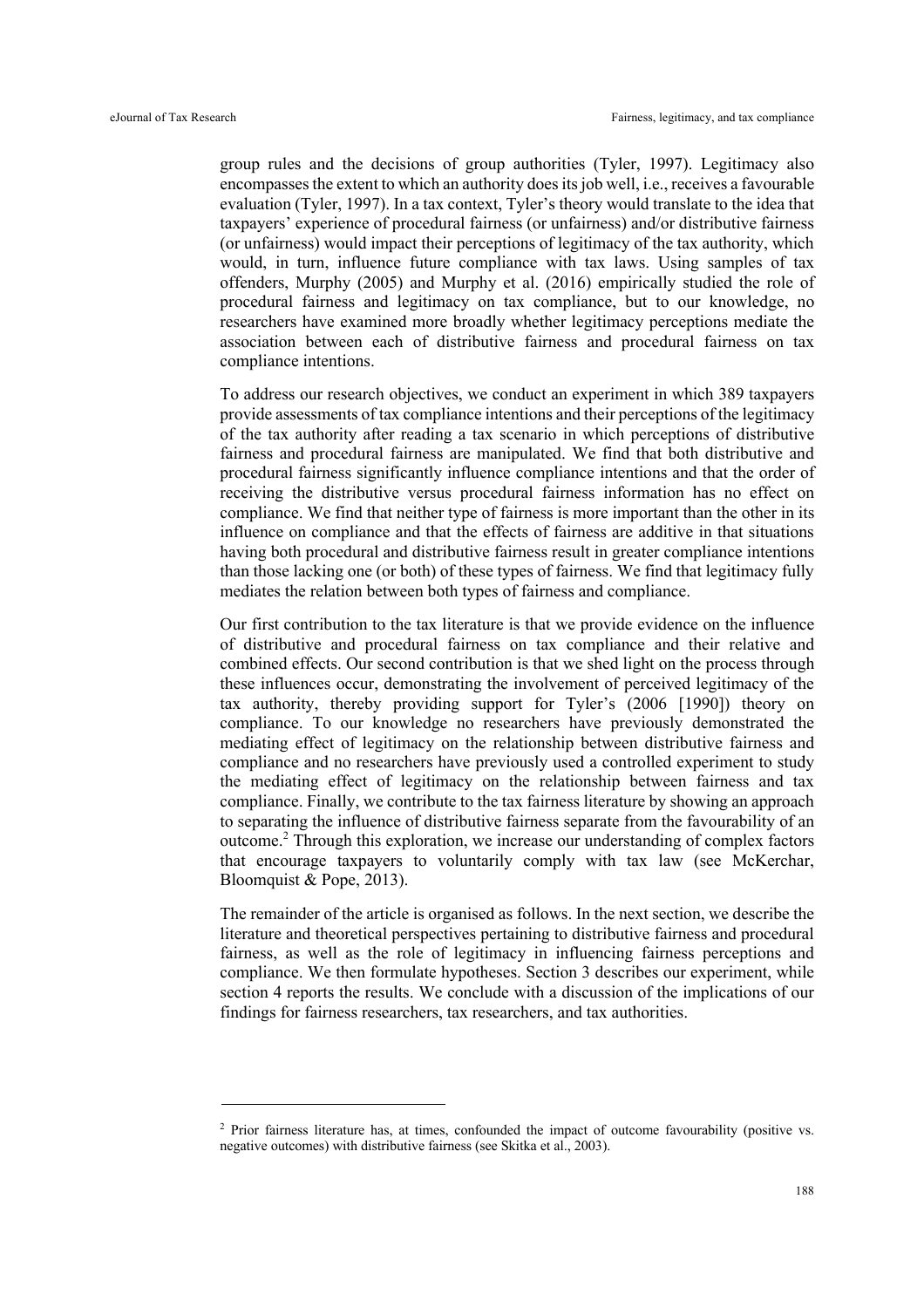group rules and the decisions of group authorities (Tyler, 1997). Legitimacy also encompasses the extent to which an authority does its job well, i.e., receives a favourable evaluation (Tyler, 1997). In a tax context, Tyler's theory would translate to the idea that taxpayers' experience of procedural fairness (or unfairness) and/or distributive fairness (or unfairness) would impact their perceptions of legitimacy of the tax authority, which would, in turn, influence future compliance with tax laws. Using samples of tax offenders, Murphy (2005) and Murphy et al. (2016) empirically studied the role of procedural fairness and legitimacy on tax compliance, but to our knowledge, no researchers have examined more broadly whether legitimacy perceptions mediate the association between each of distributive fairness and procedural fairness on tax compliance intentions.

To address our research objectives, we conduct an experiment in which 389 taxpayers provide assessments of tax compliance intentions and their perceptions of the legitimacy of the tax authority after reading a tax scenario in which perceptions of distributive fairness and procedural fairness are manipulated. We find that both distributive and procedural fairness significantly influence compliance intentions and that the order of receiving the distributive versus procedural fairness information has no effect on compliance. We find that neither type of fairness is more important than the other in its influence on compliance and that the effects of fairness are additive in that situations having both procedural and distributive fairness result in greater compliance intentions than those lacking one (or both) of these types of fairness. We find that legitimacy fully mediates the relation between both types of fairness and compliance.

Our first contribution to the tax literature is that we provide evidence on the influence of distributive and procedural fairness on tax compliance and their relative and combined effects. Our second contribution is that we shed light on the process through these influences occur, demonstrating the involvement of perceived legitimacy of the tax authority, thereby providing support for Tyler's (2006 [1990]) theory on compliance. To our knowledge no researchers have previously demonstrated the mediating effect of legitimacy on the relationship between distributive fairness and compliance and no researchers have previously used a controlled experiment to study the mediating effect of legitimacy on the relationship between fairness and tax compliance. Finally, we contribute to the tax fairness literature by showing an approach to separating the influence of distributive fairness separate from the favourability of an outcome.[2] Through this exploration, we increase our understanding of complex factors that encourage taxpayers to voluntarily comply with tax law (see McKerchar, Bloomquist & Pope, 2013).

The remainder of the article is organised as follows. In the next section, we describe the literature and theoretical perspectives pertaining to distributive fairness and procedural fairness, as well as the role of legitimacy in influencing fairness perceptions and compliance. We then formulate hypotheses. Section 3 describes our experiment, while section 4 reports the results. We conclude with a discussion of the implications of our findings for fairness researchers, tax researchers, and tax authorities.

---

[2] Prior fairness literature has, at times, confounded the impact of outcome favourability (positive vs. negative outcomes) with distributive fairness (see Skitka et al., 2003).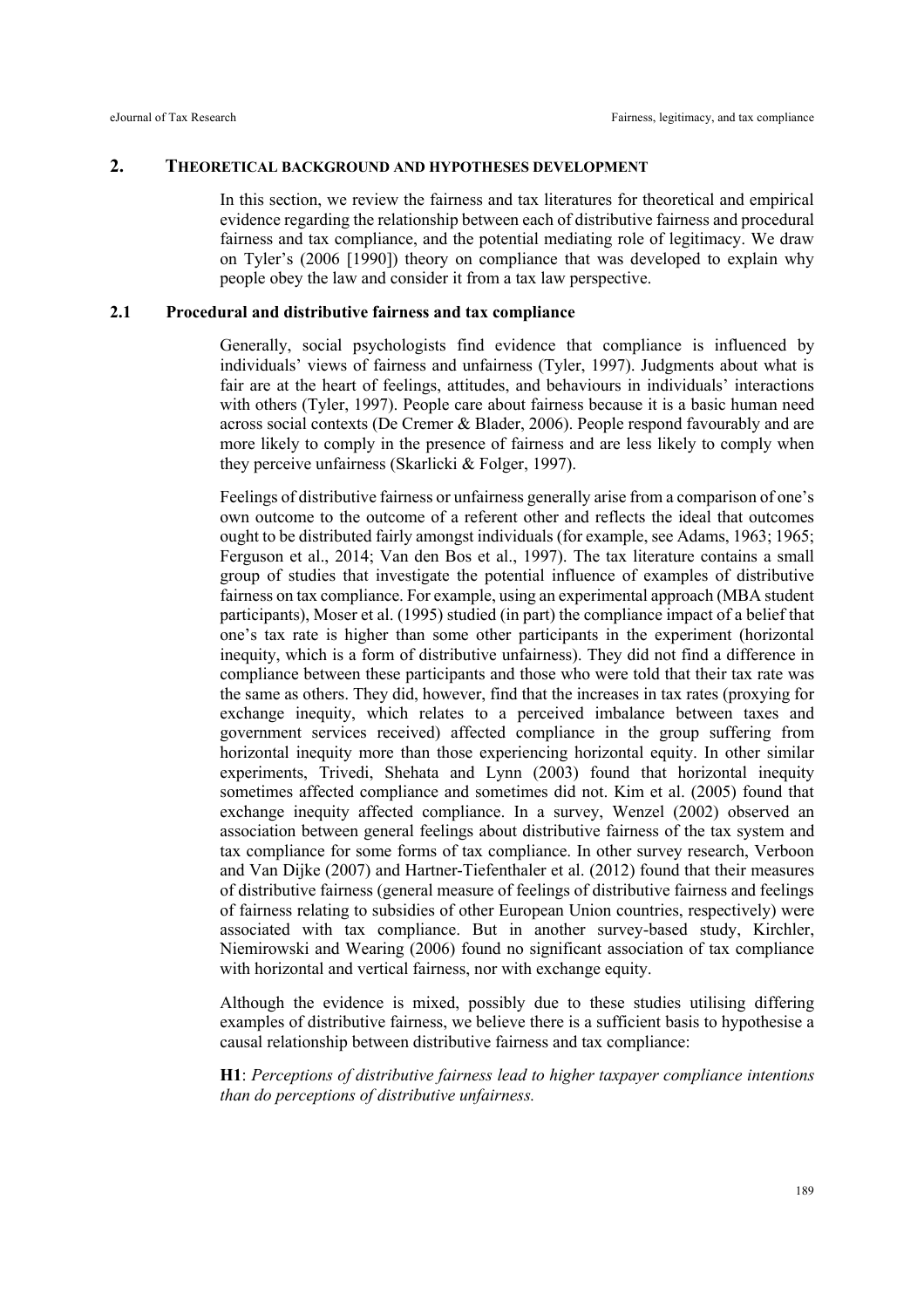## 2. THEORETICAL BACKGROUND AND HYPOTHESES DEVELOPMENT

In this section, we review the fairness and tax literatures for theoretical and empirical evidence regarding the relationship between each of distributive fairness and procedural fairness and tax compliance, and the potential mediating role of legitimacy. We draw on Tyler's (2006 [1990]) theory on compliance that was developed to explain why people obey the law and consider it from a tax law perspective.

### 2.1 Procedural and distributive fairness and tax compliance

Generally, social psychologists find evidence that compliance is influenced by individuals' views of fairness and unfairness (Tyler, 1997). Judgments about what is fair are at the heart of feelings, attitudes, and behaviours in individuals' interactions with others (Tyler, 1997). People care about fairness because it is a basic human need across social contexts (De Cremer & Blader, 2006). People respond favourably and are more likely to comply in the presence of fairness and are less likely to comply when they perceive unfairness (Skarlicki & Folger, 1997).

Feelings of distributive fairness or unfairness generally arise from a comparison of one's own outcome to the outcome of a referent other and reflects the ideal that outcomes ought to be distributed fairly amongst individuals (for example, see Adams, 1963; 1965; Ferguson et al., 2014; Van den Bos et al., 1997). The tax literature contains a small group of studies that investigate the potential influence of examples of distributive fairness on tax compliance. For example, using an experimental approach (MBA student participants), Moser et al. (1995) studied (in part) the compliance impact of a belief that one's tax rate is higher than some other participants in the experiment (horizontal inequity, which is a form of distributive unfairness). They did not find a difference in compliance between these participants and those who were told that their tax rate was the same as others. They did, however, find that the increases in tax rates (proxying for exchange inequity, which relates to a perceived imbalance between taxes and government services received) affected compliance in the group suffering from horizontal inequity more than those experiencing horizontal equity. In other similar experiments, Trivedi, Shehata and Lynn (2003) found that horizontal inequity sometimes affected compliance and sometimes did not. Kim et al. (2005) found that exchange inequity affected compliance. In a survey, Wenzel (2002) observed an association between general feelings about distributive fairness of the tax system and tax compliance for some forms of tax compliance. In other survey research, Verboon and Van Dijke (2007) and Hartner-Tiefenthaler et al. (2012) found that their measures of distributive fairness (general measure of feelings of distributive fairness and feelings of fairness relating to subsidies of other European Union countries, respectively) were associated with tax compliance. But in another survey-based study, Kirchler, Niemirowski and Wearing (2006) found no significant association of tax compliance with horizontal and vertical fairness, nor with exchange equity.

Although the evidence is mixed, possibly due to these studies utilising differing examples of distributive fairness, we believe there is a sufficient basis to hypothesise a causal relationship between distributive fairness and tax compliance:

**H1**: *Perceptions of distributive fairness lead to higher taxpayer compliance intentions than do perceptions of distributive unfairness.*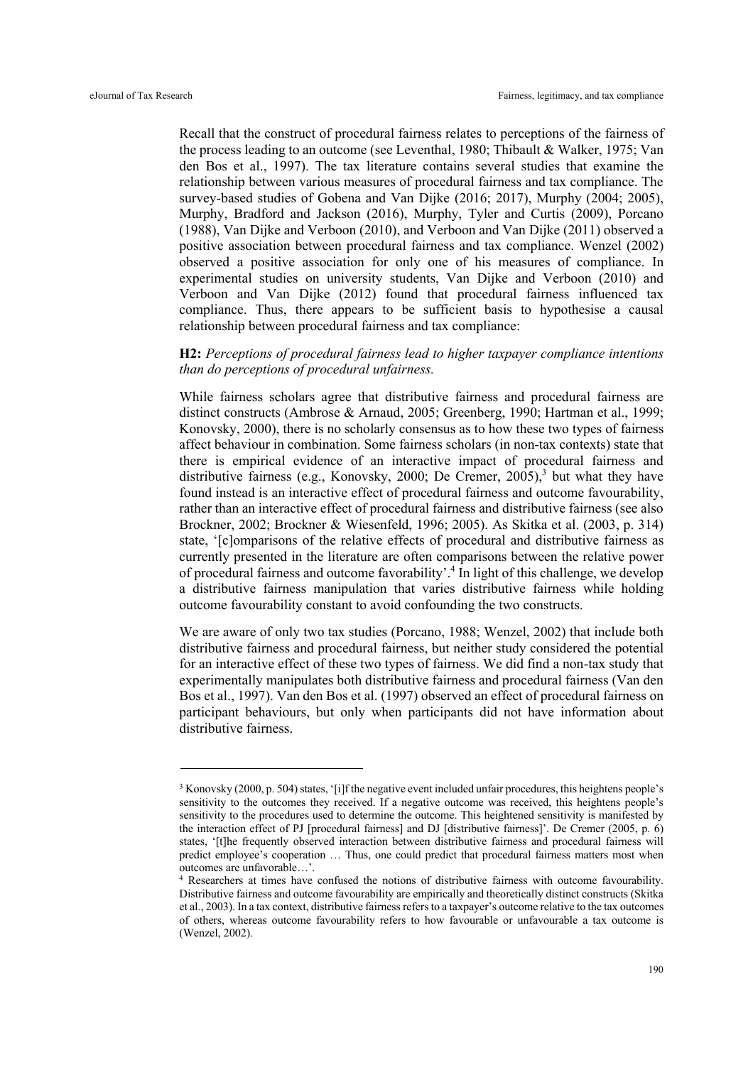Recall that the construct of procedural fairness relates to perceptions of the fairness of the process leading to an outcome (see Leventhal, 1980; Thibault & Walker, 1975; Van den Bos et al., 1997). The tax literature contains several studies that examine the relationship between various measures of procedural fairness and tax compliance. The survey-based studies of Gobena and Van Dijke (2016; 2017), Murphy (2004; 2005), Murphy, Bradford and Jackson (2016), Murphy, Tyler and Curtis (2009), Porcano (1988), Van Dijke and Verboon (2010), and Verboon and Van Dijke (2011) observed a positive association between procedural fairness and tax compliance. Wenzel (2002) observed a positive association for only one of his measures of compliance. In experimental studies on university students, Van Dijke and Verboon (2010) and Verboon and Van Dijke (2012) found that procedural fairness influenced tax compliance. Thus, there appears to be sufficient basis to hypothesise a causal relationship between procedural fairness and tax compliance:

**H2:** *Perceptions of procedural fairness lead to higher taxpayer compliance intentions than do perceptions of procedural unfairness.*

While fairness scholars agree that distributive fairness and procedural fairness are distinct constructs (Ambrose & Arnaud, 2005; Greenberg, 1990; Hartman et al., 1999; Konovsky, 2000), there is no scholarly consensus as to how these two types of fairness affect behaviour in combination. Some fairness scholars (in non-tax contexts) state that there is empirical evidence of an interactive impact of procedural fairness and distributive fairness (e.g., Konovsky, 2000; De Cremer, 2005),[3] but what they have found instead is an interactive effect of procedural fairness and outcome favourability, rather than an interactive effect of procedural fairness and distributive fairness (see also Brockner, 2002; Brockner & Wiesenfeld, 1996; 2005). As Skitka et al. (2003, p. 314) state, '[c]omparisons of the relative effects of procedural and distributive fairness as currently presented in the literature are often comparisons between the relative power of procedural fairness and outcome favorability'.[4] In light of this challenge, we develop a distributive fairness manipulation that varies distributive fairness while holding outcome favourability constant to avoid confounding the two constructs.

We are aware of only two tax studies (Porcano, 1988; Wenzel, 2002) that include both distributive fairness and procedural fairness, but neither study considered the potential for an interactive effect of these two types of fairness. We did find a non-tax study that experimentally manipulates both distributive fairness and procedural fairness (Van den Bos et al., 1997). Van den Bos et al. (1997) observed an effect of procedural fairness on participant behaviours, but only when participants did not have information about distributive fairness.

---

[3] Konovsky (2000, p. 504) states, '[i]f the negative event included unfair procedures, this heightens people's sensitivity to the outcomes they received. If a negative outcome was received, this heightens people's sensitivity to the procedures used to determine the outcome. This heightened sensitivity is manifested by the interaction effect of PJ [procedural fairness] and DJ [distributive fairness]'. De Cremer (2005, p. 6) states, '[t]he frequently observed interaction between distributive fairness and procedural fairness will predict employee's cooperation … Thus, one could predict that procedural fairness matters most when outcomes are unfavorable…'.

[4] Researchers at times have confused the notions of distributive fairness with outcome favourability. Distributive fairness and outcome favourability are empirically and theoretically distinct constructs (Skitka et al., 2003). In a tax context, distributive fairness refers to a taxpayer's outcome relative to the tax outcomes of others, whereas outcome favourability refers to how favourable or unfavourable a tax outcome is (Wenzel, 2002).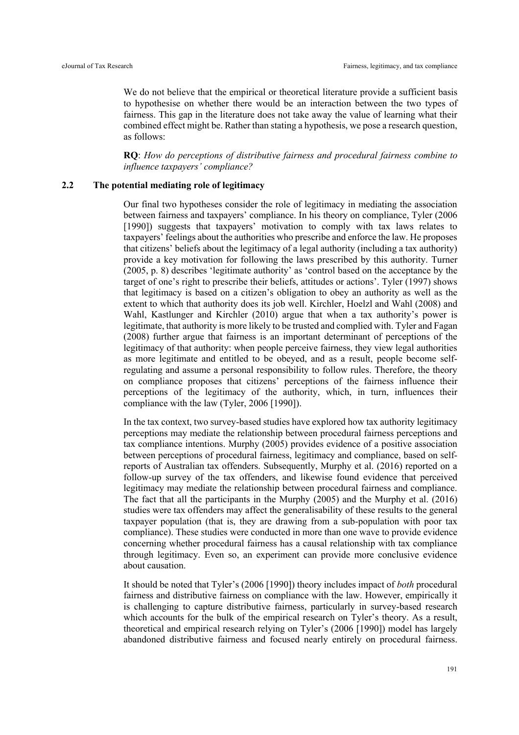We do not believe that the empirical or theoretical literature provide a sufficient basis to hypothesise on whether there would be an interaction between the two types of fairness. This gap in the literature does not take away the value of learning what their combined effect might be. Rather than stating a hypothesis, we pose a research question, as follows:

**RQ**: *How do perceptions of distributive fairness and procedural fairness combine to influence taxpayers' compliance?*

### 2.2 The potential mediating role of legitimacy

Our final two hypotheses consider the role of legitimacy in mediating the association between fairness and taxpayers' compliance. In his theory on compliance, Tyler (2006 [1990]) suggests that taxpayers' motivation to comply with tax laws relates to taxpayers' feelings about the authorities who prescribe and enforce the law. He proposes that citizens' beliefs about the legitimacy of a legal authority (including a tax authority) provide a key motivation for following the laws prescribed by this authority. Turner (2005, p. 8) describes 'legitimate authority' as 'control based on the acceptance by the target of one's right to prescribe their beliefs, attitudes or actions'. Tyler (1997) shows that legitimacy is based on a citizen's obligation to obey an authority as well as the extent to which that authority does its job well. Kirchler, Hoelzl and Wahl (2008) and Wahl, Kastlunger and Kirchler (2010) argue that when a tax authority's power is legitimate, that authority is more likely to be trusted and complied with. Tyler and Fagan (2008) further argue that fairness is an important determinant of perceptions of the legitimacy of that authority: when people perceive fairness, they view legal authorities as more legitimate and entitled to be obeyed, and as a result, people become self-regulating and assume a personal responsibility to follow rules. Therefore, the theory on compliance proposes that citizens' perceptions of the fairness influence their perceptions of the legitimacy of the authority, which, in turn, influences their compliance with the law (Tyler, 2006 [1990]).

In the tax context, two survey-based studies have explored how tax authority legitimacy perceptions may mediate the relationship between procedural fairness perceptions and tax compliance intentions. Murphy (2005) provides evidence of a positive association between perceptions of procedural fairness, legitimacy and compliance, based on self-reports of Australian tax offenders. Subsequently, Murphy et al. (2016) reported on a follow-up survey of the tax offenders, and likewise found evidence that perceived legitimacy may mediate the relationship between procedural fairness and compliance. The fact that all the participants in the Murphy (2005) and the Murphy et al. (2016) studies were tax offenders may affect the generalisability of these results to the general taxpayer population (that is, they are drawing from a sub-population with poor tax compliance). These studies were conducted in more than one wave to provide evidence concerning whether procedural fairness has a causal relationship with tax compliance through legitimacy. Even so, an experiment can provide more conclusive evidence about causation.

It should be noted that Tyler's (2006 [1990]) theory includes impact of *both* procedural fairness and distributive fairness on compliance with the law. However, empirically it is challenging to capture distributive fairness, particularly in survey-based research which accounts for the bulk of the empirical research on Tyler's theory. As a result, theoretical and empirical research relying on Tyler's (2006 [1990]) model has largely abandoned distributive fairness and focused nearly entirely on procedural fairness.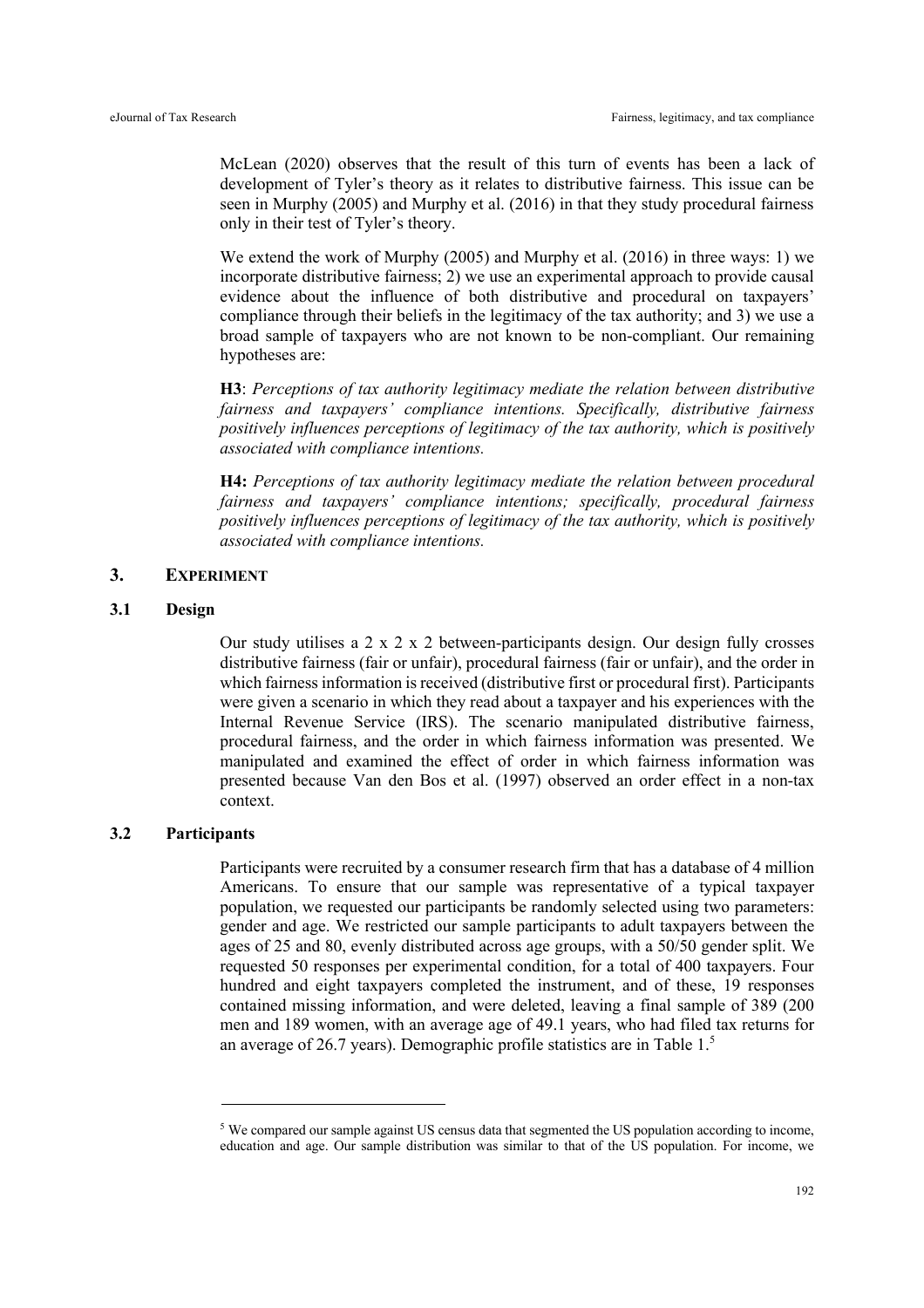McLean (2020) observes that the result of this turn of events has been a lack of development of Tyler's theory as it relates to distributive fairness. This issue can be seen in Murphy (2005) and Murphy et al. (2016) in that they study procedural fairness only in their test of Tyler's theory.

We extend the work of Murphy (2005) and Murphy et al. (2016) in three ways: 1) we incorporate distributive fairness; 2) we use an experimental approach to provide causal evidence about the influence of both distributive and procedural on taxpayers' compliance through their beliefs in the legitimacy of the tax authority; and 3) we use a broad sample of taxpayers who are not known to be non-compliant. Our remaining hypotheses are:

**H3**: *Perceptions of tax authority legitimacy mediate the relation between distributive fairness and taxpayers' compliance intentions. Specifically, distributive fairness positively influences perceptions of legitimacy of the tax authority, which is positively associated with compliance intentions.*

**H4:** *Perceptions of tax authority legitimacy mediate the relation between procedural fairness and taxpayers' compliance intentions; specifically, procedural fairness positively influences perceptions of legitimacy of the tax authority, which is positively associated with compliance intentions.*

## 3. EXPERIMENT

### 3.1 Design

Our study utilises a 2 x 2 x 2 between-participants design. Our design fully crosses distributive fairness (fair or unfair), procedural fairness (fair or unfair), and the order in which fairness information is received (distributive first or procedural first). Participants were given a scenario in which they read about a taxpayer and his experiences with the Internal Revenue Service (IRS). The scenario manipulated distributive fairness, procedural fairness, and the order in which fairness information was presented. We manipulated and examined the effect of order in which fairness information was presented because Van den Bos et al. (1997) observed an order effect in a non-tax context.

### 3.2 Participants

Participants were recruited by a consumer research firm that has a database of 4 million Americans. To ensure that our sample was representative of a typical taxpayer population, we requested our participants be randomly selected using two parameters: gender and age. We restricted our sample participants to adult taxpayers between the ages of 25 and 80, evenly distributed across age groups, with a 50/50 gender split. We requested 50 responses per experimental condition, for a total of 400 taxpayers. Four hundred and eight taxpayers completed the instrument, and of these, 19 responses contained missing information, and were deleted, leaving a final sample of 389 (200 men and 189 women, with an average age of 49.1 years, who had filed tax returns for an average of 26.7 years). Demographic profile statistics are in Table 1.[5]

---

[5] We compared our sample against US census data that segmented the US population according to income, education and age. Our sample distribution was similar to that of the US population. For income, we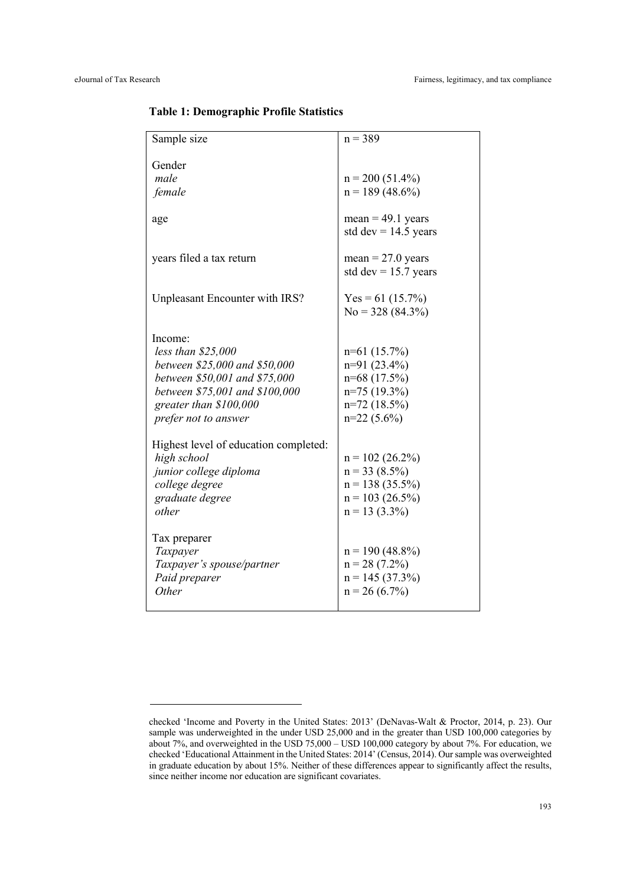**Table 1: Demographic Profile Statistics**

| | |
|---|---|
| Sample size | n = 389 |
| Gender | |
| *male* | n = 200 (51.4%) |
| *female* | n = 189 (48.6%) |
| age | mean = 49.1 years<br>std dev = 14.5 years |
| years filed a tax return | mean = 27.0 years<br>std dev = 15.7 years |
| Unpleasant Encounter with IRS? | Yes = 61 (15.7%)<br>No = 328 (84.3%) |
| Income: | |
| *less than $25,000* | n=61 (15.7%) |
| *between $25,000 and $50,000* | n=91 (23.4%) |
| *between $50,001 and $75,000* | n=68 (17.5%) |
| *between $75,001 and $100,000* | n=75 (19.3%) |
| *greater than $100,000* | n=72 (18.5%) |
| *prefer not to answer* | n=22 (5.6%) |
| Highest level of education completed: | |
| *high school* | n = 102 (26.2%) |
| *junior college diploma* | n = 33 (8.5%) |
| *college degree* | n = 138 (35.5%) |
| *graduate degree* | n = 103 (26.5%) |
| *other* | n = 13 (3.3%) |
| Tax preparer | |
| *Taxpayer* | n = 190 (48.8%) |
| *Taxpayer's spouse/partner* | n = 28 (7.2%) |
| *Paid preparer* | n = 145 (37.3%) |
| *Other* | n = 26 (6.7%) |

---

checked 'Income and Poverty in the United States: 2013' (DeNavas-Walt & Proctor, 2014, p. 23). Our sample was underweighted in the under USD 25,000 and in the greater than USD 100,000 categories by about 7%, and overweighted in the USD 75,000 – USD 100,000 category by about 7%. For education, we checked 'Educational Attainment in the United States: 2014' (Census, 2014). Our sample was overweighted in graduate education by about 15%. Neither of these differences appear to significantly affect the results, since neither income nor education are significant covariates.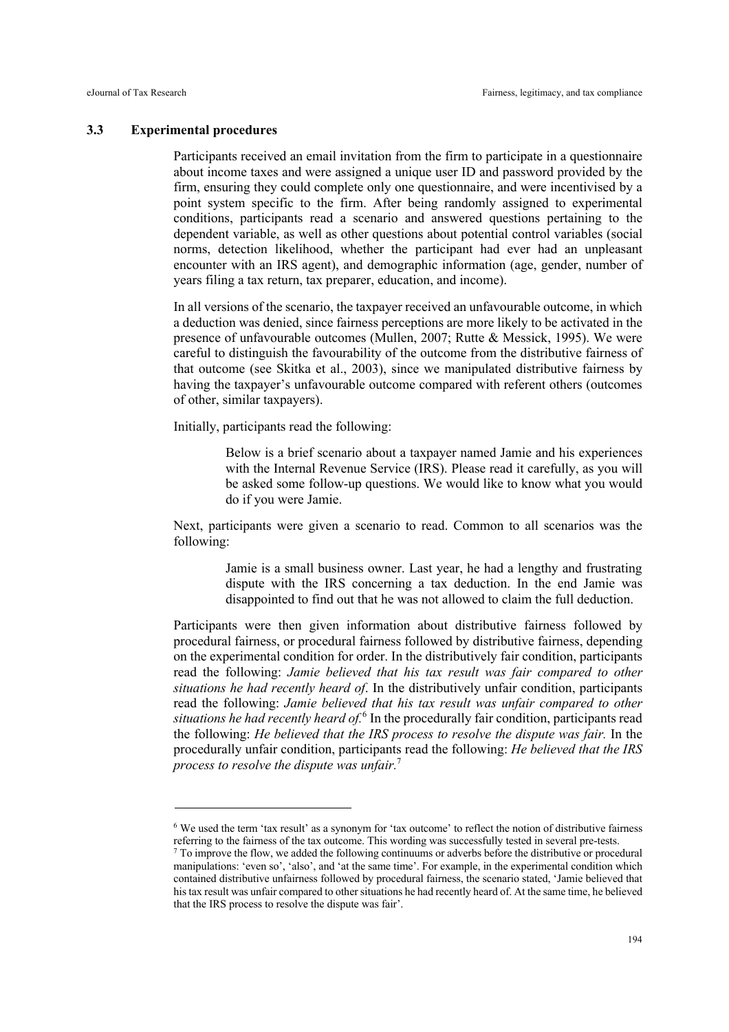### 3.3 Experimental procedures

Participants received an email invitation from the firm to participate in a questionnaire about income taxes and were assigned a unique user ID and password provided by the firm, ensuring they could complete only one questionnaire, and were incentivised by a point system specific to the firm. After being randomly assigned to experimental conditions, participants read a scenario and answered questions pertaining to the dependent variable, as well as other questions about potential control variables (social norms, detection likelihood, whether the participant had ever had an unpleasant encounter with an IRS agent), and demographic information (age, gender, number of years filing a tax return, tax preparer, education, and income).

In all versions of the scenario, the taxpayer received an unfavourable outcome, in which a deduction was denied, since fairness perceptions are more likely to be activated in the presence of unfavourable outcomes (Mullen, 2007; Rutte & Messick, 1995). We were careful to distinguish the favourability of the outcome from the distributive fairness of that outcome (see Skitka et al., 2003), since we manipulated distributive fairness by having the taxpayer's unfavourable outcome compared with referent others (outcomes of other, similar taxpayers).

Initially, participants read the following:

> Below is a brief scenario about a taxpayer named Jamie and his experiences with the Internal Revenue Service (IRS). Please read it carefully, as you will be asked some follow-up questions. We would like to know what you would do if you were Jamie.

Next, participants were given a scenario to read. Common to all scenarios was the following:

> Jamie is a small business owner. Last year, he had a lengthy and frustrating dispute with the IRS concerning a tax deduction. In the end Jamie was disappointed to find out that he was not allowed to claim the full deduction.

Participants were then given information about distributive fairness followed by procedural fairness, or procedural fairness followed by distributive fairness, depending on the experimental condition for order. In the distributively fair condition, participants read the following: *Jamie believed that his tax result was fair compared to other situations he had recently heard of*. In the distributively unfair condition, participants read the following: *Jamie believed that his tax result was unfair compared to other situations he had recently heard of.*[6] In the procedurally fair condition, participants read the following: *He believed that the IRS process to resolve the dispute was fair.* In the procedurally unfair condition, participants read the following: *He believed that the IRS process to resolve the dispute was unfair.*[7]

---

[6] We used the term 'tax result' as a synonym for 'tax outcome' to reflect the notion of distributive fairness referring to the fairness of the tax outcome. This wording was successfully tested in several pre-tests.

[7] To improve the flow, we added the following continuums or adverbs before the distributive or procedural manipulations: 'even so', 'also', and 'at the same time'. For example, in the experimental condition which contained distributive unfairness followed by procedural fairness, the scenario stated, 'Jamie believed that his tax result was unfair compared to other situations he had recently heard of. At the same time, he believed that the IRS process to resolve the dispute was fair'.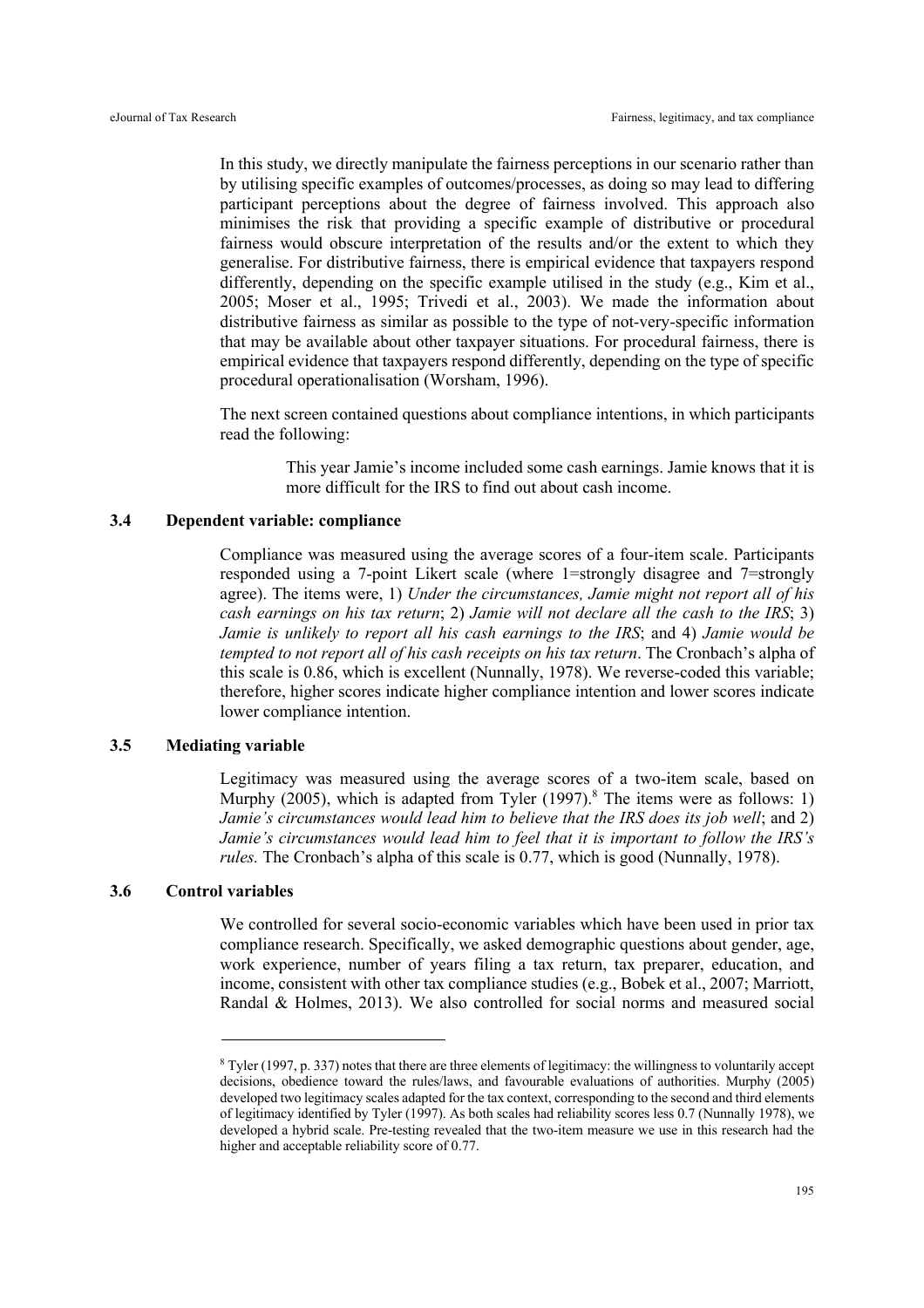In this study, we directly manipulate the fairness perceptions in our scenario rather than by utilising specific examples of outcomes/processes, as doing so may lead to differing participant perceptions about the degree of fairness involved. This approach also minimises the risk that providing a specific example of distributive or procedural fairness would obscure interpretation of the results and/or the extent to which they generalise. For distributive fairness, there is empirical evidence that taxpayers respond differently, depending on the specific example utilised in the study (e.g., Kim et al., 2005; Moser et al., 1995; Trivedi et al., 2003). We made the information about distributive fairness as similar as possible to the type of not-very-specific information that may be available about other taxpayer situations. For procedural fairness, there is empirical evidence that taxpayers respond differently, depending on the type of specific procedural operationalisation (Worsham, 1996).

The next screen contained questions about compliance intentions, in which participants read the following:

> This year Jamie's income included some cash earnings. Jamie knows that it is more difficult for the IRS to find out about cash income.

### 3.4 Dependent variable: compliance

Compliance was measured using the average scores of a four-item scale. Participants responded using a 7-point Likert scale (where 1=strongly disagree and 7=strongly agree). The items were, 1) *Under the circumstances, Jamie might not report all of his cash earnings on his tax return*; 2) *Jamie will not declare all the cash to the IRS*; 3) *Jamie is unlikely to report all his cash earnings to the IRS*; and 4) *Jamie would be tempted to not report all of his cash receipts on his tax return*. The Cronbach's alpha of this scale is 0.86, which is excellent (Nunnally, 1978). We reverse-coded this variable; therefore, higher scores indicate higher compliance intention and lower scores indicate lower compliance intention.

### 3.5 Mediating variable

Legitimacy was measured using the average scores of a two-item scale, based on Murphy (2005), which is adapted from Tyler (1997).[8] The items were as follows: 1) *Jamie's circumstances would lead him to believe that the IRS does its job well*; and 2) *Jamie's circumstances would lead him to feel that it is important to follow the IRS's rules.* The Cronbach's alpha of this scale is 0.77, which is good (Nunnally, 1978).

### 3.6 Control variables

We controlled for several socio-economic variables which have been used in prior tax compliance research. Specifically, we asked demographic questions about gender, age, work experience, number of years filing a tax return, tax preparer, education, and income, consistent with other tax compliance studies (e.g., Bobek et al., 2007; Marriott, Randal & Holmes, 2013). We also controlled for social norms and measured social

---

[8] Tyler (1997, p. 337) notes that there are three elements of legitimacy: the willingness to voluntarily accept decisions, obedience toward the rules/laws, and favourable evaluations of authorities. Murphy (2005) developed two legitimacy scales adapted for the tax context, corresponding to the second and third elements of legitimacy identified by Tyler (1997). As both scales had reliability scores less 0.7 (Nunnally 1978), we developed a hybrid scale. Pre-testing revealed that the two-item measure we use in this research had the higher and acceptable reliability score of 0.77.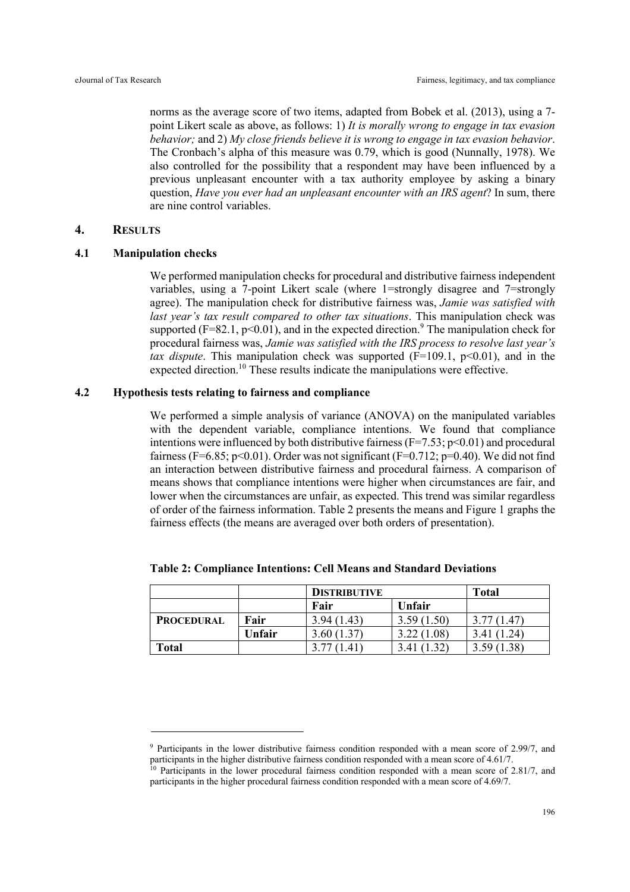norms as the average score of two items, adapted from Bobek et al. (2013), using a 7-point Likert scale as above, as follows: 1) *It is morally wrong to engage in tax evasion behavior;* and 2) *My close friends believe it is wrong to engage in tax evasion behavior*. The Cronbach's alpha of this measure was 0.79, which is good (Nunnally, 1978). We also controlled for the possibility that a respondent may have been influenced by a previous unpleasant encounter with a tax authority employee by asking a binary question, *Have you ever had an unpleasant encounter with an IRS agent*? In sum, there are nine control variables.

## 4. RESULTS

### 4.1 Manipulation checks

We performed manipulation checks for procedural and distributive fairness independent variables, using a 7-point Likert scale (where 1=strongly disagree and 7=strongly agree). The manipulation check for distributive fairness was, *Jamie was satisfied with last year's tax result compared to other tax situations*. This manipulation check was supported ($F=82.1$, $p<0.01$), and in the expected direction.[9] The manipulation check for procedural fairness was, *Jamie was satisfied with the IRS process to resolve last year's tax dispute*. This manipulation check was supported ($F=109.1$, $p<0.01$), and in the expected direction.[10] These results indicate the manipulations were effective.

### 4.2 Hypothesis tests relating to fairness and compliance

We performed a simple analysis of variance (ANOVA) on the manipulated variables with the dependent variable, compliance intentions. We found that compliance intentions were influenced by both distributive fairness ($F=7.53$; $p<0.01$) and procedural fairness ($F=6.85$; $p<0.01$). Order was not significant ($F=0.712$; $p=0.40$). We did not find an interaction between distributive fairness and procedural fairness. A comparison of means shows that compliance intentions were higher when circumstances are fair, and lower when the circumstances are unfair, as expected. This trend was similar regardless of order of the fairness information. Table 2 presents the means and Figure 1 graphs the fairness effects (the means are averaged over both orders of presentation).

**Table 2: Compliance Intentions: Cell Means and Standard Deviations**

| | | **DISTRIBUTIVE** | | **Total** |
|---|---|---|---|---|
| | | **Fair** | **Unfair** | |
| **PROCEDURAL** | **Fair** | 3.94 (1.43) | 3.59 (1.50) | 3.77 (1.47) |
| | **Unfair** | 3.60 (1.37) | 3.22 (1.08) | 3.41 (1.24) |
| **Total** | | 3.77 (1.41) | 3.41 (1.32) | 3.59 (1.38) |

[9] Participants in the lower distributive fairness condition responded with a mean score of 2.99/7, and participants in the higher distributive fairness condition responded with a mean score of 4.61/7.

[10] Participants in the lower procedural fairness condition responded with a mean score of 2.81/7, and participants in the higher procedural fairness condition responded with a mean score of 4.69/7.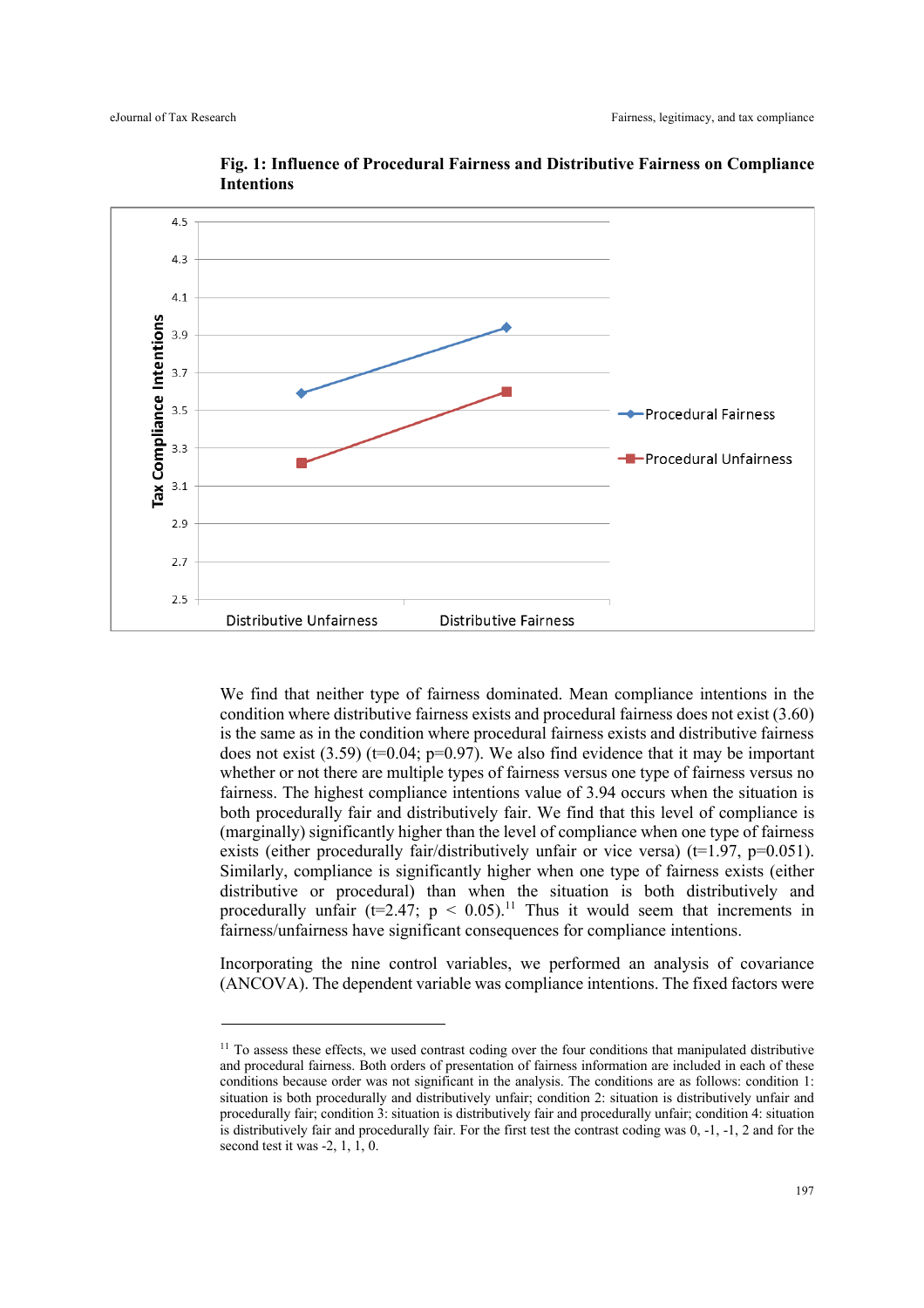**Fig. 1: Influence of Procedural Fairness and Distributive Fairness on Compliance Intentions**

We find that neither type of fairness dominated. Mean compliance intentions in the condition where distributive fairness exists and procedural fairness does not exist (3.60) is the same as in the condition where procedural fairness exists and distributive fairness does not exist (3.59) ($t=0.04$; $p=0.97$). We also find evidence that it may be important whether or not there are multiple types of fairness versus one type of fairness versus no fairness. The highest compliance intentions value of 3.94 occurs when the situation is both procedurally fair and distributively fair. We find that this level of compliance is (marginally) significantly higher than the level of compliance when one type of fairness exists (either procedurally fair/distributively unfair or vice versa) ($t=1.97$, $p=0.051$). Similarly, compliance is significantly higher when one type of fairness exists (either distributive or procedural) than when the situation is both distributively and procedurally unfair ($t=2.47$; $p < 0.05$).[11] Thus it would seem that increments in fairness/unfairness have significant consequences for compliance intentions.

Incorporating the nine control variables, we performed an analysis of covariance (ANCOVA). The dependent variable was compliance intentions. The fixed factors were

---

[11] To assess these effects, we used contrast coding over the four conditions that manipulated distributive and procedural fairness. Both orders of presentation of fairness information are included in each of these conditions because order was not significant in the analysis. The conditions are as follows: condition 1: situation is both procedurally and distributively unfair; condition 2: situation is distributively unfair and procedurally fair; condition 3: situation is distributively fair and procedurally unfair; condition 4: situation is distributively fair and procedurally fair. For the first test the contrast coding was 0, -1, -1, 2 and for the second test it was -2, 1, 1, 0.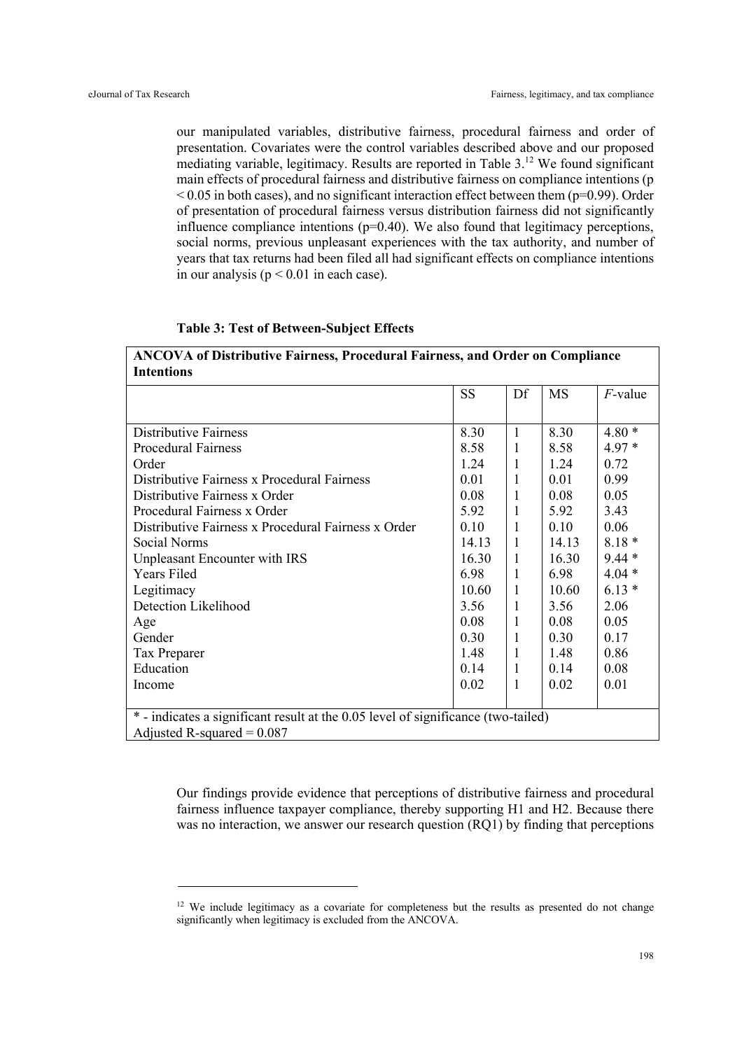our manipulated variables, distributive fairness, procedural fairness and order of presentation. Covariates were the control variables described above and our proposed mediating variable, legitimacy. Results are reported in Table 3.[12] We found significant main effects of procedural fairness and distributive fairness on compliance intentions ($p < 0.05$ in both cases), and no significant interaction effect between them ($p=0.99$). Order of presentation of procedural fairness versus distribution fairness did not significantly influence compliance intentions ($p=0.40$). We also found that legitimacy perceptions, social norms, previous unpleasant experiences with the tax authority, and number of years that tax returns had been filed all had significant effects on compliance intentions in our analysis ($p < 0.01$ in each case).

**Table 3: Test of Between-Subject Effects**

**ANCOVA of Distributive Fairness, Procedural Fairness, and Order on Compliance Intentions**

| | SS | Df | MS | *F*-value |
|---|---|---|---|---|
| Distributive Fairness | 8.30 | 1 | 8.30 | 4.80 * |
| Procedural Fairness | 8.58 | 1 | 8.58 | 4.97 * |
| Order | 1.24 | 1 | 1.24 | 0.72 |
| Distributive Fairness x Procedural Fairness | 0.01 | 1 | 0.01 | 0.99 |
| Distributive Fairness x Order | 0.08 | 1 | 0.08 | 0.05 |
| Procedural Fairness x Order | 5.92 | 1 | 5.92 | 3.43 |
| Distributive Fairness x Procedural Fairness x Order | 0.10 | 1 | 0.10 | 0.06 |
| Social Norms | 14.13 | 1 | 14.13 | 8.18 * |
| Unpleasant Encounter with IRS | 16.30 | 1 | 16.30 | 9.44 * |
| Years Filed | 6.98 | 1 | 6.98 | 4.04 * |
| Legitimacy | 10.60 | 1 | 10.60 | 6.13 * |
| Detection Likelihood | 3.56 | 1 | 3.56 | 2.06 |
| Age | 0.08 | 1 | 0.08 | 0.05 |
| Gender | 0.30 | 1 | 0.30 | 0.17 |
| Tax Preparer | 1.48 | 1 | 1.48 | 0.86 |
| Education | 0.14 | 1 | 0.14 | 0.08 |
| Income | 0.02 | 1 | 0.02 | 0.01 |

* - indicates a significant result at the 0.05 level of significance (two-tailed)
Adjusted R-squared = 0.087

Our findings provide evidence that perceptions of distributive fairness and procedural fairness influence taxpayer compliance, thereby supporting H1 and H2. Because there was no interaction, we answer our research question (RQ1) by finding that perceptions

[12] We include legitimacy as a covariate for completeness but the results as presented do not change significantly when legitimacy is excluded from the ANCOVA.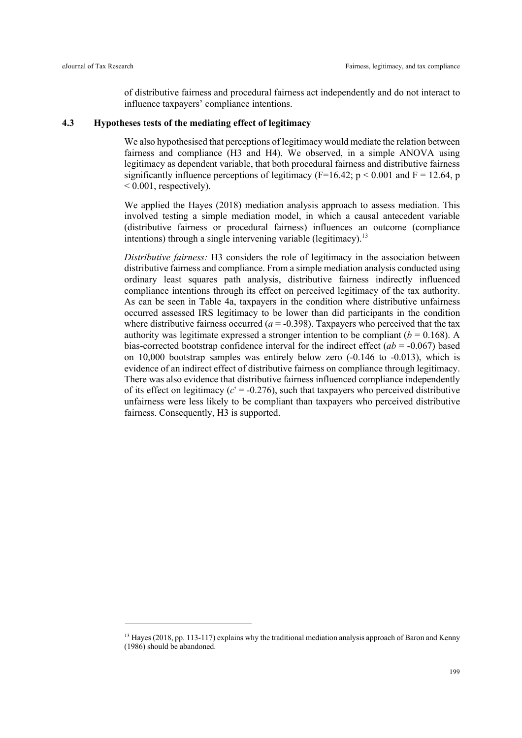of distributive fairness and procedural fairness act independently and do not interact to influence taxpayers' compliance intentions.

### 4.3 Hypotheses tests of the mediating effect of legitimacy

We also hypothesised that perceptions of legitimacy would mediate the relation between fairness and compliance (H3 and H4). We observed, in a simple ANOVA using legitimacy as dependent variable, that both procedural fairness and distributive fairness significantly influence perceptions of legitimacy ($F=16.42$; $p < 0.001$ and $F = 12.64$, $p < 0.001$, respectively).

We applied the Hayes (2018) mediation analysis approach to assess mediation. This involved testing a simple mediation model, in which a causal antecedent variable (distributive fairness or procedural fairness) influences an outcome (compliance intentions) through a single intervening variable (legitimacy).[13]

*Distributive fairness:* H3 considers the role of legitimacy in the association between distributive fairness and compliance. From a simple mediation analysis conducted using ordinary least squares path analysis, distributive fairness indirectly influenced compliance intentions through its effect on perceived legitimacy of the tax authority. As can be seen in Table 4a, taxpayers in the condition where distributive unfairness occurred assessed IRS legitimacy to be lower than did participants in the condition where distributive fairness occurred ($a = -0.398$). Taxpayers who perceived that the tax authority was legitimate expressed a stronger intention to be compliant ($b = 0.168$). A bias-corrected bootstrap confidence interval for the indirect effect ($ab = -0.067$) based on 10,000 bootstrap samples was entirely below zero (-0.146 to -0.013), which is evidence of an indirect effect of distributive fairness on compliance through legitimacy. There was also evidence that distributive fairness influenced compliance independently of its effect on legitimacy ($c' = -0.276$), such that taxpayers who perceived distributive unfairness were less likely to be compliant than taxpayers who perceived distributive fairness. Consequently, H3 is supported.

[13] Hayes (2018, pp. 113-117) explains why the traditional mediation analysis approach of Baron and Kenny (1986) should be abandoned.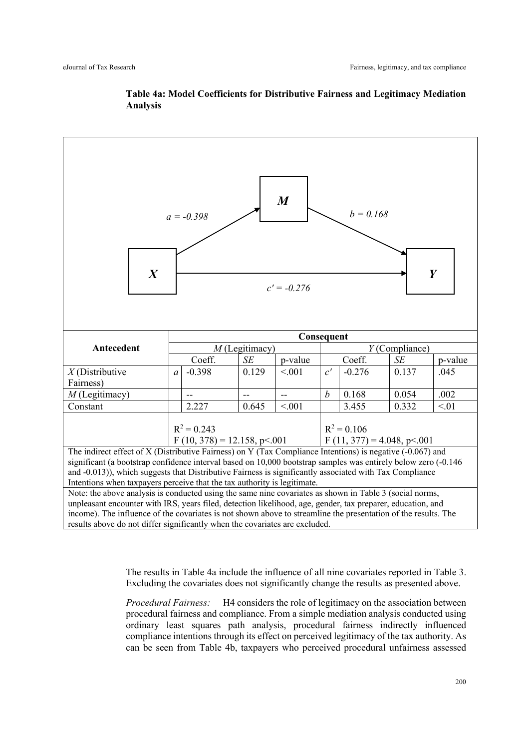**Table 4a: Model Coefficients for Distributive Fairness and Legitimacy Mediation Analysis**

*a* = -0.398, *b* = 0.168, *c′* = -0.276

| Antecedent | | Consequent | | | | | | |
|---|---|---|---|---|---|---|---|---|
| | | *M* (Legitimacy) | | | | *Y* (Compliance) | | |
| | | Coeff. | *SE* | p-value | | Coeff. | *SE* | p-value |
| *X* (Distributive Fairness) | *a* | -0.398 | 0.129 | <.001 | *c′* | -0.276 | 0.137 | .045 |
| *M* (Legitimacy) | | -- | -- | -- | *b* | 0.168 | 0.054 | .002 |
| Constant | | 2.227 | 0.645 | <.001 | | 3.455 | 0.332 | <.01 |
| | | $R^2 = 0.243$ $F(10, 378) = 12.158, p<.001$ | | | | $R^2 = 0.106$ $F(11, 377) = 4.048, p<.001$ | | |

The indirect effect of X (Distributive Fairness) on Y (Tax Compliance Intentions) is negative (-0.067) and significant (a bootstrap confidence interval based on 10,000 bootstrap samples was entirely below zero (-0.146 and -0.013)), which suggests that Distributive Fairness is significantly associated with Tax Compliance Intentions when taxpayers perceive that the tax authority is legitimate.

Note: the above analysis is conducted using the same nine covariates as shown in Table 3 (social norms, unpleasant encounter with IRS, years filed, detection likelihood, age, gender, tax preparer, education, and income). The influence of the covariates is not shown above to streamline the presentation of the results. The results above do not differ significantly when the covariates are excluded.

The results in Table 4a include the influence of all nine covariates reported in Table 3. Excluding the covariates does not significantly change the results as presented above.

*Procedural Fairness:* H4 considers the role of legitimacy on the association between procedural fairness and compliance. From a simple mediation analysis conducted using ordinary least squares path analysis, procedural fairness indirectly influenced compliance intentions through its effect on perceived legitimacy of the tax authority. As can be seen from Table 4b, taxpayers who perceived procedural unfairness assessed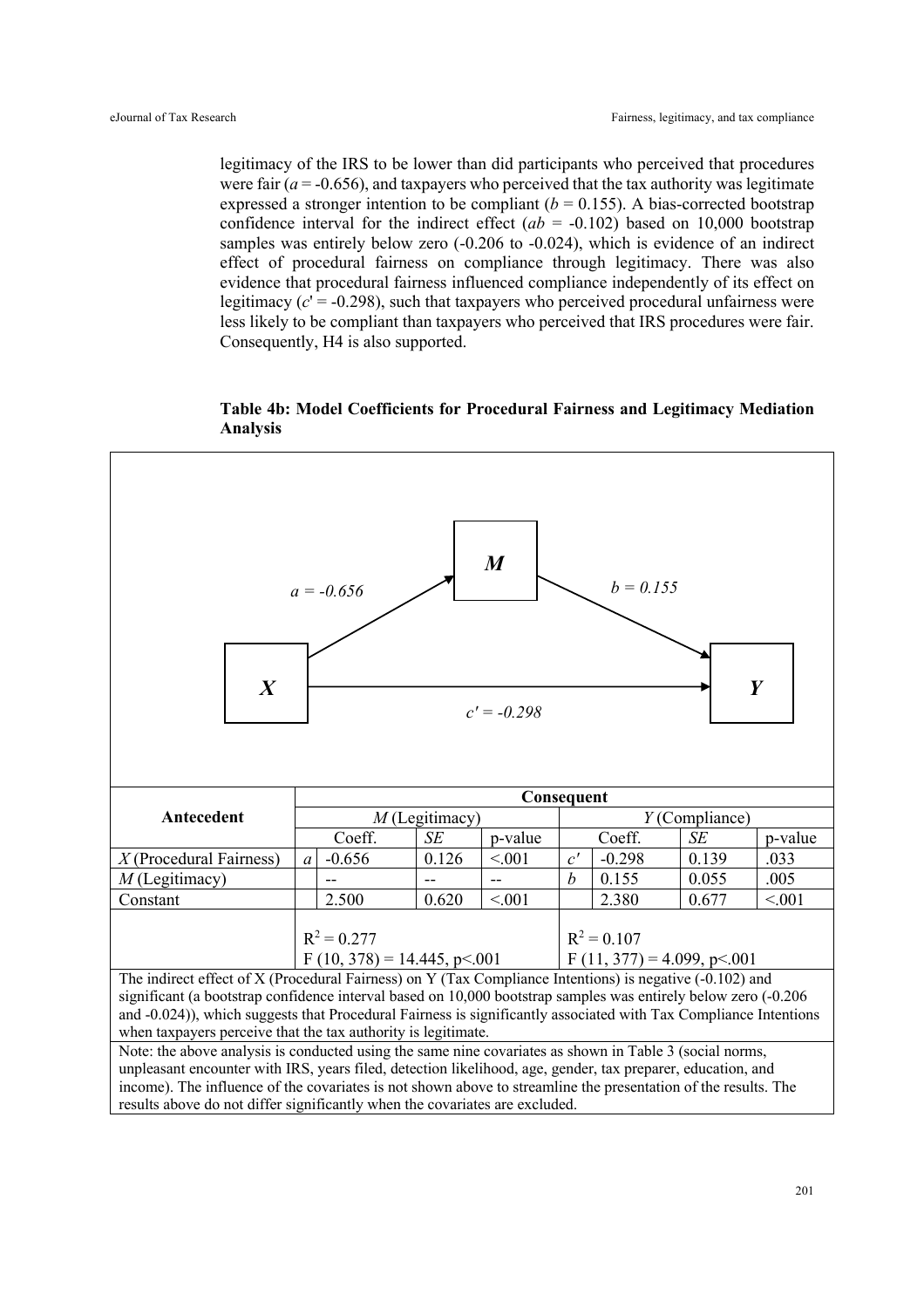legitimacy of the IRS to be lower than did participants who perceived that procedures were fair ($a = -0.656$), and taxpayers who perceived that the tax authority was legitimate expressed a stronger intention to be compliant ($b = 0.155$). A bias-corrected bootstrap confidence interval for the indirect effect ($ab = -0.102$) based on 10,000 bootstrap samples was entirely below zero (-0.206 to -0.024), which is evidence of an indirect effect of procedural fairness on compliance through legitimacy. There was also evidence that procedural fairness influenced compliance independently of its effect on legitimacy ($c' = -0.298$), such that taxpayers who perceived procedural unfairness were less likely to be compliant than taxpayers who perceived that IRS procedures were fair. Consequently, H4 is also supported.

**Table 4b: Model Coefficients for Procedural Fairness and Legitimacy Mediation Analysis**

$a = -0.656$ (X → M); $b = 0.155$ (M → Y); $c' = -0.298$ (X → Y)

| Antecedent | Consequent | | | | | | | |
|---|---|---|---|---|---|---|---|---|
| | *M* (Legitimacy) | | | | *Y* (Compliance) | | | |
| | | Coeff. | *SE* | p-value | | Coeff. | *SE* | p-value |
| *X* (Procedural Fairness) | *a* | -0.656 | 0.126 | <.001 | *c′* | -0.298 | 0.139 | .033 |
| *M* (Legitimacy) | | -- | -- | -- | *b* | 0.155 | 0.055 | .005 |
| Constant | | 2.500 | 0.620 | <.001 | | 2.380 | 0.677 | <.001 |
| | $R^2 = 0.277$ <br> $F(10, 378) = 14.445, p<.001$ | | | | $R^2 = 0.107$ <br> $F(11, 377) = 4.099, p<.001$ | | | |

The indirect effect of X (Procedural Fairness) on Y (Tax Compliance Intentions) is negative (-0.102) and significant (a bootstrap confidence interval based on 10,000 bootstrap samples was entirely below zero (-0.206 and -0.024)), which suggests that Procedural Fairness is significantly associated with Tax Compliance Intentions when taxpayers perceive that the tax authority is legitimate.

Note: the above analysis is conducted using the same nine covariates as shown in Table 3 (social norms, unpleasant encounter with IRS, years filed, detection likelihood, age, gender, tax preparer, education, and income). The influence of the covariates is not shown above to streamline the presentation of the results. The results above do not differ significantly when the covariates are excluded.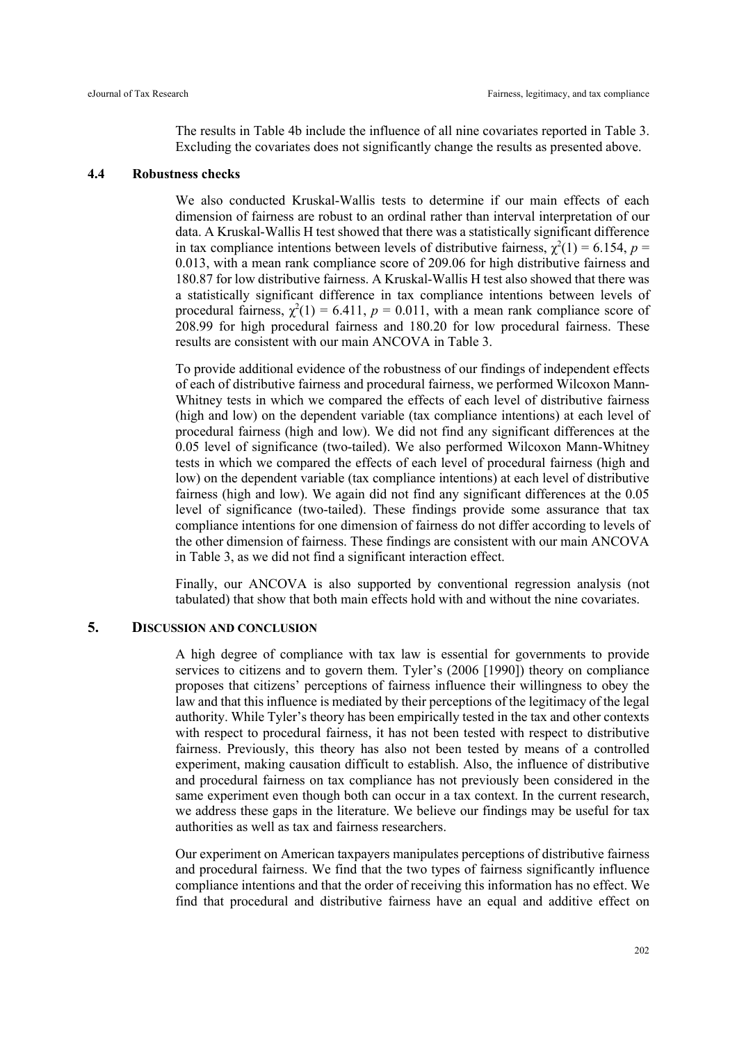The results in Table 4b include the influence of all nine covariates reported in Table 3. Excluding the covariates does not significantly change the results as presented above.

### 4.4 Robustness checks

We also conducted Kruskal-Wallis tests to determine if our main effects of each dimension of fairness are robust to an ordinal rather than interval interpretation of our data. A Kruskal-Wallis H test showed that there was a statistically significant difference in tax compliance intentions between levels of distributive fairness, $\chi^2(1) = 6.154$, $p = 0.013$, with a mean rank compliance score of 209.06 for high distributive fairness and 180.87 for low distributive fairness. A Kruskal-Wallis H test also showed that there was a statistically significant difference in tax compliance intentions between levels of procedural fairness, $\chi^2(1) = 6.411$, $p = 0.011$, with a mean rank compliance score of 208.99 for high procedural fairness and 180.20 for low procedural fairness. These results are consistent with our main ANCOVA in Table 3.

To provide additional evidence of the robustness of our findings of independent effects of each of distributive fairness and procedural fairness, we performed Wilcoxon Mann-Whitney tests in which we compared the effects of each level of distributive fairness (high and low) on the dependent variable (tax compliance intentions) at each level of procedural fairness (high and low). We did not find any significant differences at the 0.05 level of significance (two-tailed). We also performed Wilcoxon Mann-Whitney tests in which we compared the effects of each level of procedural fairness (high and low) on the dependent variable (tax compliance intentions) at each level of distributive fairness (high and low). We again did not find any significant differences at the 0.05 level of significance (two-tailed). These findings provide some assurance that tax compliance intentions for one dimension of fairness do not differ according to levels of the other dimension of fairness. These findings are consistent with our main ANCOVA in Table 3, as we did not find a significant interaction effect.

Finally, our ANCOVA is also supported by conventional regression analysis (not tabulated) that show that both main effects hold with and without the nine covariates.

## 5. Discussion and conclusion

A high degree of compliance with tax law is essential for governments to provide services to citizens and to govern them. Tyler's (2006 [1990]) theory on compliance proposes that citizens' perceptions of fairness influence their willingness to obey the law and that this influence is mediated by their perceptions of the legitimacy of the legal authority. While Tyler's theory has been empirically tested in the tax and other contexts with respect to procedural fairness, it has not been tested with respect to distributive fairness. Previously, this theory has also not been tested by means of a controlled experiment, making causation difficult to establish. Also, the influence of distributive and procedural fairness on tax compliance has not previously been considered in the same experiment even though both can occur in a tax context. In the current research, we address these gaps in the literature. We believe our findings may be useful for tax authorities as well as tax and fairness researchers.

Our experiment on American taxpayers manipulates perceptions of distributive fairness and procedural fairness. We find that the two types of fairness significantly influence compliance intentions and that the order of receiving this information has no effect. We find that procedural and distributive fairness have an equal and additive effect on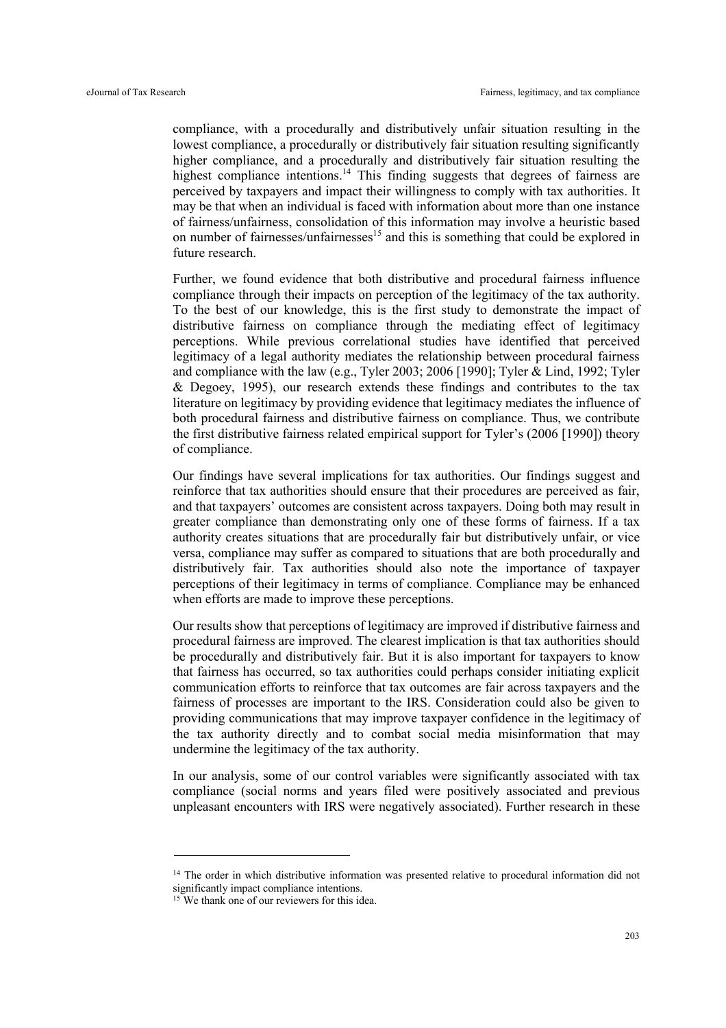compliance, with a procedurally and distributively unfair situation resulting in the lowest compliance, a procedurally or distributively fair situation resulting significantly higher compliance, and a procedurally and distributively fair situation resulting the highest compliance intentions.[14] This finding suggests that degrees of fairness are perceived by taxpayers and impact their willingness to comply with tax authorities. It may be that when an individual is faced with information about more than one instance of fairness/unfairness, consolidation of this information may involve a heuristic based on number of fairnesses/unfairnesses[15] and this is something that could be explored in future research.

Further, we found evidence that both distributive and procedural fairness influence compliance through their impacts on perception of the legitimacy of the tax authority. To the best of our knowledge, this is the first study to demonstrate the impact of distributive fairness on compliance through the mediating effect of legitimacy perceptions. While previous correlational studies have identified that perceived legitimacy of a legal authority mediates the relationship between procedural fairness and compliance with the law (e.g., Tyler 2003; 2006 [1990]; Tyler & Lind, 1992; Tyler & Degoey, 1995), our research extends these findings and contributes to the tax literature on legitimacy by providing evidence that legitimacy mediates the influence of both procedural fairness and distributive fairness on compliance. Thus, we contribute the first distributive fairness related empirical support for Tyler's (2006 [1990]) theory of compliance.

Our findings have several implications for tax authorities. Our findings suggest and reinforce that tax authorities should ensure that their procedures are perceived as fair, and that taxpayers' outcomes are consistent across taxpayers. Doing both may result in greater compliance than demonstrating only one of these forms of fairness. If a tax authority creates situations that are procedurally fair but distributively unfair, or vice versa, compliance may suffer as compared to situations that are both procedurally and distributively fair. Tax authorities should also note the importance of taxpayer perceptions of their legitimacy in terms of compliance. Compliance may be enhanced when efforts are made to improve these perceptions.

Our results show that perceptions of legitimacy are improved if distributive fairness and procedural fairness are improved. The clearest implication is that tax authorities should be procedurally and distributively fair. But it is also important for taxpayers to know that fairness has occurred, so tax authorities could perhaps consider initiating explicit communication efforts to reinforce that tax outcomes are fair across taxpayers and the fairness of processes are important to the IRS. Consideration could also be given to providing communications that may improve taxpayer confidence in the legitimacy of the tax authority directly and to combat social media misinformation that may undermine the legitimacy of the tax authority.

In our analysis, some of our control variables were significantly associated with tax compliance (social norms and years filed were positively associated and previous unpleasant encounters with IRS were negatively associated). Further research in these

---

[14] The order in which distributive information was presented relative to procedural information did not significantly impact compliance intentions.

[15] We thank one of our reviewers for this idea.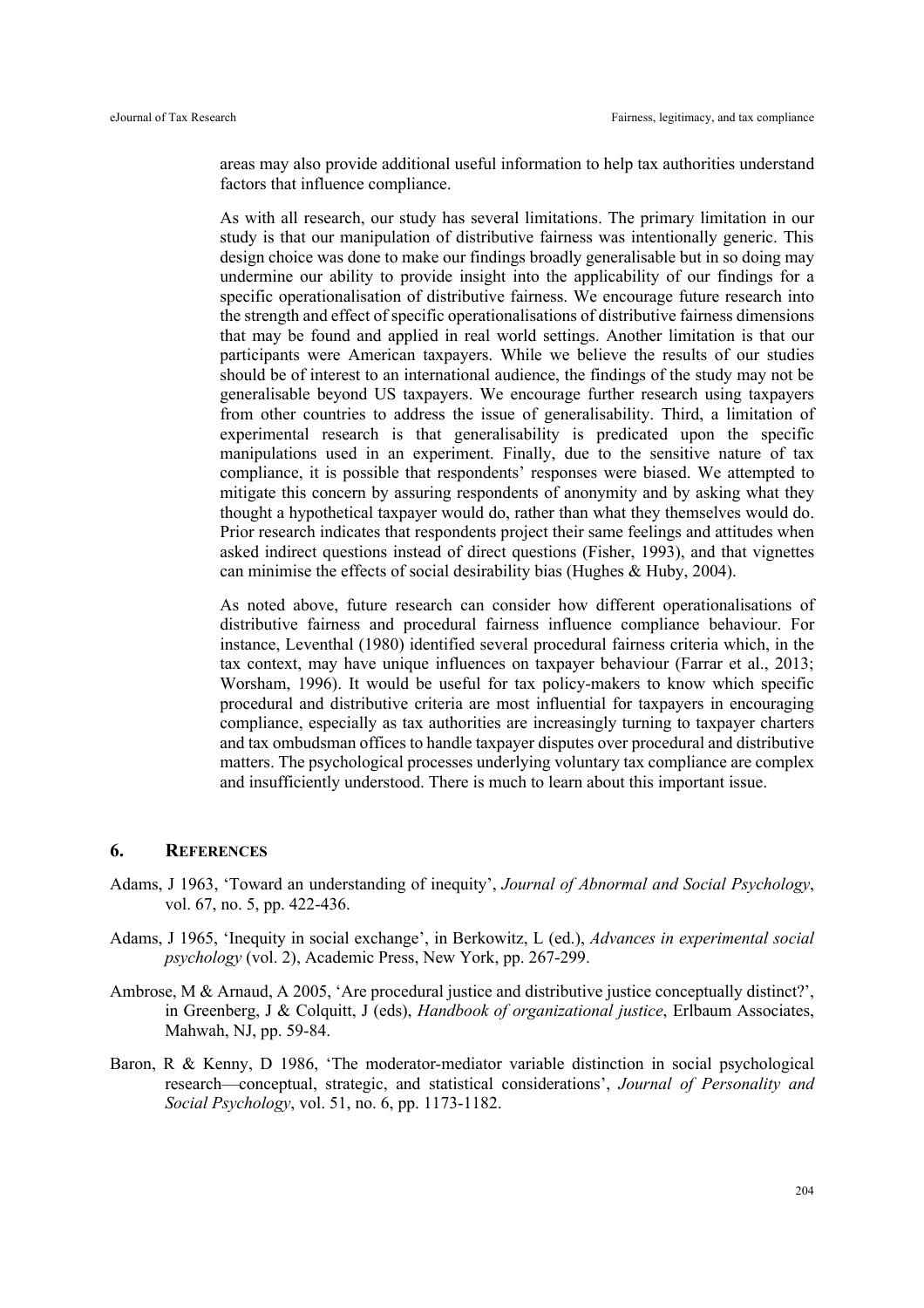areas may also provide additional useful information to help tax authorities understand factors that influence compliance.

As with all research, our study has several limitations. The primary limitation in our study is that our manipulation of distributive fairness was intentionally generic. This design choice was done to make our findings broadly generalisable but in so doing may undermine our ability to provide insight into the applicability of our findings for a specific operationalisation of distributive fairness. We encourage future research into the strength and effect of specific operationalisations of distributive fairness dimensions that may be found and applied in real world settings. Another limitation is that our participants were American taxpayers. While we believe the results of our studies should be of interest to an international audience, the findings of the study may not be generalisable beyond US taxpayers. We encourage further research using taxpayers from other countries to address the issue of generalisability. Third, a limitation of experimental research is that generalisability is predicated upon the specific manipulations used in an experiment. Finally, due to the sensitive nature of tax compliance, it is possible that respondents' responses were biased. We attempted to mitigate this concern by assuring respondents of anonymity and by asking what they thought a hypothetical taxpayer would do, rather than what they themselves would do. Prior research indicates that respondents project their same feelings and attitudes when asked indirect questions instead of direct questions (Fisher, 1993), and that vignettes can minimise the effects of social desirability bias (Hughes & Huby, 2004).

As noted above, future research can consider how different operationalisations of distributive fairness and procedural fairness influence compliance behaviour. For instance, Leventhal (1980) identified several procedural fairness criteria which, in the tax context, may have unique influences on taxpayer behaviour (Farrar et al., 2013; Worsham, 1996). It would be useful for tax policy-makers to know which specific procedural and distributive criteria are most influential for taxpayers in encouraging compliance, especially as tax authorities are increasingly turning to taxpayer charters and tax ombudsman offices to handle taxpayer disputes over procedural and distributive matters. The psychological processes underlying voluntary tax compliance are complex and insufficiently understood. There is much to learn about this important issue.

## 6. REFERENCES

Adams, J 1963, 'Toward an understanding of inequity', *Journal of Abnormal and Social Psychology*, vol. 67, no. 5, pp. 422-436.

Adams, J 1965, 'Inequity in social exchange', in Berkowitz, L (ed.), *Advances in experimental social psychology* (vol. 2), Academic Press, New York, pp. 267-299.

Ambrose, M & Arnaud, A 2005, 'Are procedural justice and distributive justice conceptually distinct?', in Greenberg, J & Colquitt, J (eds), *Handbook of organizational justice*, Erlbaum Associates, Mahwah, NJ, pp. 59-84.

Baron, R & Kenny, D 1986, 'The moderator-mediator variable distinction in social psychological research—conceptual, strategic, and statistical considerations', *Journal of Personality and Social Psychology*, vol. 51, no. 6, pp. 1173-1182.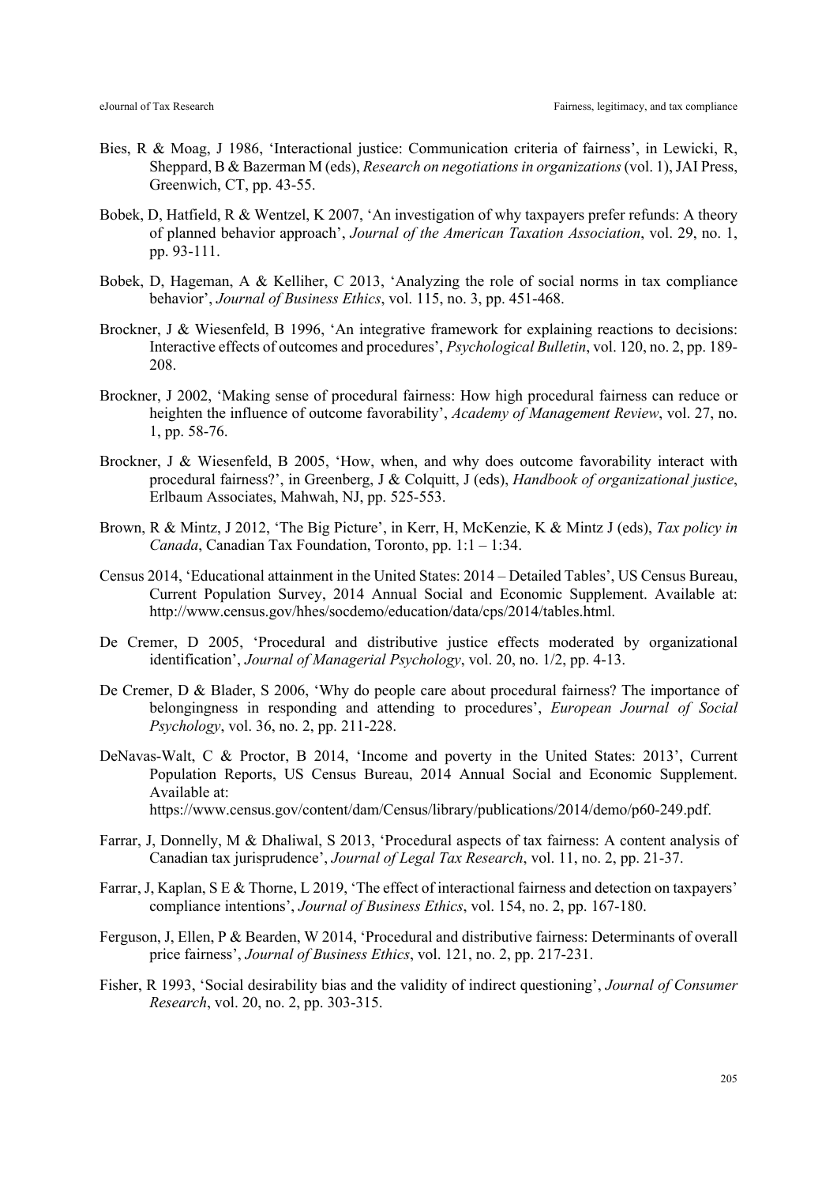Bies, R & Moag, J 1986, 'Interactional justice: Communication criteria of fairness', in Lewicki, R, Sheppard, B & Bazerman M (eds), *Research on negotiations in organizations* (vol. 1), JAI Press, Greenwich, CT, pp. 43-55.

Bobek, D, Hatfield, R & Wentzel, K 2007, 'An investigation of why taxpayers prefer refunds: A theory of planned behavior approach', *Journal of the American Taxation Association*, vol. 29, no. 1, pp. 93-111.

Bobek, D, Hageman, A & Kelliher, C 2013, 'Analyzing the role of social norms in tax compliance behavior', *Journal of Business Ethics*, vol. 115, no. 3, pp. 451-468.

Brockner, J & Wiesenfeld, B 1996, 'An integrative framework for explaining reactions to decisions: Interactive effects of outcomes and procedures', *Psychological Bulletin*, vol. 120, no. 2, pp. 189-208.

Brockner, J 2002, 'Making sense of procedural fairness: How high procedural fairness can reduce or heighten the influence of outcome favorability', *Academy of Management Review*, vol. 27, no. 1, pp. 58-76.

Brockner, J & Wiesenfeld, B 2005, 'How, when, and why does outcome favorability interact with procedural fairness?', in Greenberg, J & Colquitt, J (eds), *Handbook of organizational justice*, Erlbaum Associates, Mahwah, NJ, pp. 525-553.

Brown, R & Mintz, J 2012, 'The Big Picture', in Kerr, H, McKenzie, K & Mintz J (eds), *Tax policy in Canada*, Canadian Tax Foundation, Toronto, pp. 1:1 – 1:34.

Census 2014, 'Educational attainment in the United States: 2014 – Detailed Tables', US Census Bureau, Current Population Survey, 2014 Annual Social and Economic Supplement. Available at: http://www.census.gov/hhes/socdemo/education/data/cps/2014/tables.html.

De Cremer, D 2005, 'Procedural and distributive justice effects moderated by organizational identification', *Journal of Managerial Psychology*, vol. 20, no. 1/2, pp. 4-13.

De Cremer, D & Blader, S 2006, 'Why do people care about procedural fairness? The importance of belongingness in responding and attending to procedures', *European Journal of Social Psychology*, vol. 36, no. 2, pp. 211-228.

DeNavas-Walt, C & Proctor, B 2014, 'Income and poverty in the United States: 2013', Current Population Reports, US Census Bureau, 2014 Annual Social and Economic Supplement. Available at: https://www.census.gov/content/dam/Census/library/publications/2014/demo/p60-249.pdf.

Farrar, J, Donnelly, M & Dhaliwal, S 2013, 'Procedural aspects of tax fairness: A content analysis of Canadian tax jurisprudence', *Journal of Legal Tax Research*, vol. 11, no. 2, pp. 21-37.

Farrar, J, Kaplan, S E & Thorne, L 2019, 'The effect of interactional fairness and detection on taxpayers' compliance intentions', *Journal of Business Ethics*, vol. 154, no. 2, pp. 167-180.

Ferguson, J, Ellen, P & Bearden, W 2014, 'Procedural and distributive fairness: Determinants of overall price fairness', *Journal of Business Ethics*, vol. 121, no. 2, pp. 217-231.

Fisher, R 1993, 'Social desirability bias and the validity of indirect questioning', *Journal of Consumer Research*, vol. 20, no. 2, pp. 303-315.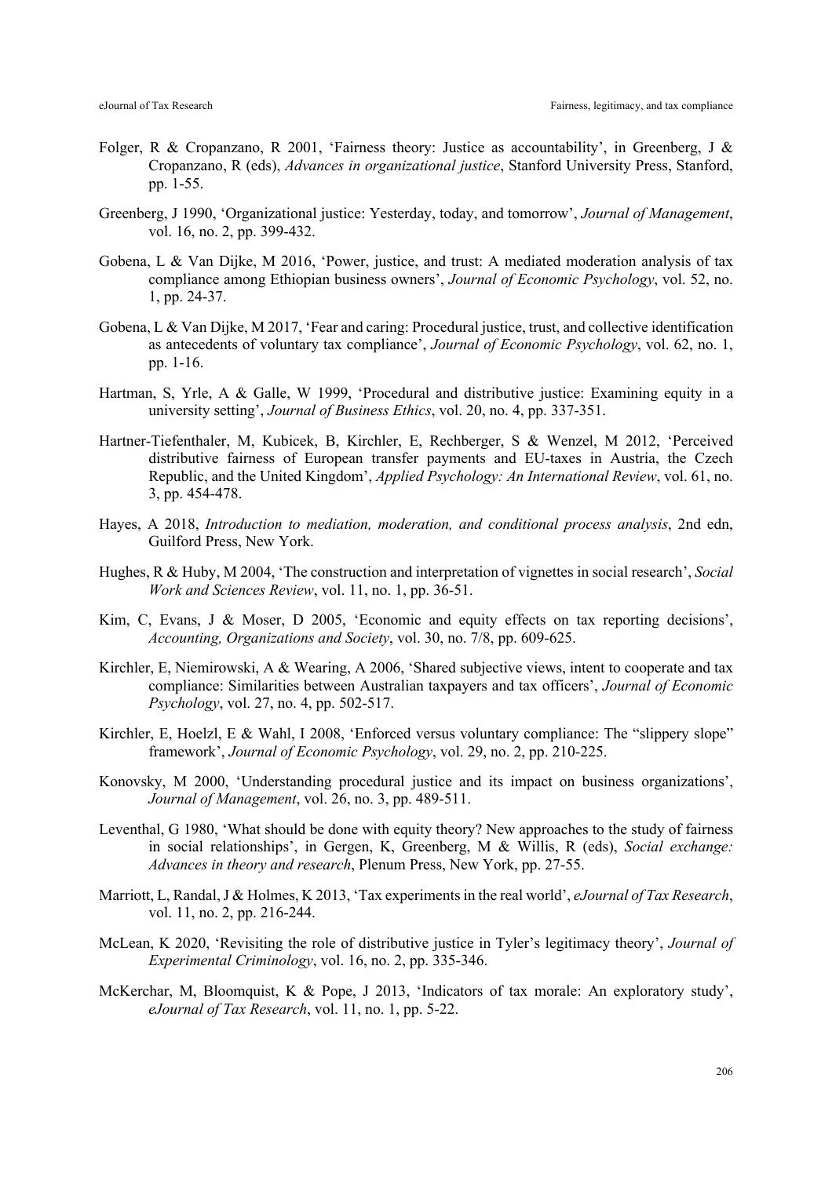Folger, R & Cropanzano, R 2001, 'Fairness theory: Justice as accountability', in Greenberg, J & Cropanzano, R (eds), *Advances in organizational justice*, Stanford University Press, Stanford, pp. 1-55.

Greenberg, J 1990, 'Organizational justice: Yesterday, today, and tomorrow', *Journal of Management*, vol. 16, no. 2, pp. 399-432.

Gobena, L & Van Dijke, M 2016, 'Power, justice, and trust: A mediated moderation analysis of tax compliance among Ethiopian business owners', *Journal of Economic Psychology*, vol. 52, no. 1, pp. 24-37.

Gobena, L & Van Dijke, M 2017, 'Fear and caring: Procedural justice, trust, and collective identification as antecedents of voluntary tax compliance', *Journal of Economic Psychology*, vol. 62, no. 1, pp. 1-16.

Hartman, S, Yrle, A & Galle, W 1999, 'Procedural and distributive justice: Examining equity in a university setting', *Journal of Business Ethics*, vol. 20, no. 4, pp. 337-351.

Hartner-Tiefenthaler, M, Kubicek, B, Kirchler, E, Rechberger, S & Wenzel, M 2012, 'Perceived distributive fairness of European transfer payments and EU-taxes in Austria, the Czech Republic, and the United Kingdom', *Applied Psychology: An International Review*, vol. 61, no. 3, pp. 454-478.

Hayes, A 2018, *Introduction to mediation, moderation, and conditional process analysis*, 2nd edn, Guilford Press, New York.

Hughes, R & Huby, M 2004, 'The construction and interpretation of vignettes in social research', *Social Work and Sciences Review*, vol. 11, no. 1, pp. 36-51.

Kim, C, Evans, J & Moser, D 2005, 'Economic and equity effects on tax reporting decisions', *Accounting, Organizations and Society*, vol. 30, no. 7/8, pp. 609-625.

Kirchler, E, Niemirowski, A & Wearing, A 2006, 'Shared subjective views, intent to cooperate and tax compliance: Similarities between Australian taxpayers and tax officers', *Journal of Economic Psychology*, vol. 27, no. 4, pp. 502-517.

Kirchler, E, Hoelzl, E & Wahl, I 2008, 'Enforced versus voluntary compliance: The "slippery slope" framework', *Journal of Economic Psychology*, vol. 29, no. 2, pp. 210-225.

Konovsky, M 2000, 'Understanding procedural justice and its impact on business organizations', *Journal of Management*, vol. 26, no. 3, pp. 489-511.

Leventhal, G 1980, 'What should be done with equity theory? New approaches to the study of fairness in social relationships', in Gergen, K, Greenberg, M & Willis, R (eds), *Social exchange: Advances in theory and research*, Plenum Press, New York, pp. 27-55.

Marriott, L, Randal, J & Holmes, K 2013, 'Tax experiments in the real world', *eJournal of Tax Research*, vol. 11, no. 2, pp. 216-244.

McLean, K 2020, 'Revisiting the role of distributive justice in Tyler's legitimacy theory', *Journal of Experimental Criminology*, vol. 16, no. 2, pp. 335-346.

McKerchar, M, Bloomquist, K & Pope, J 2013, 'Indicators of tax morale: An exploratory study', *eJournal of Tax Research*, vol. 11, no. 1, pp. 5-22.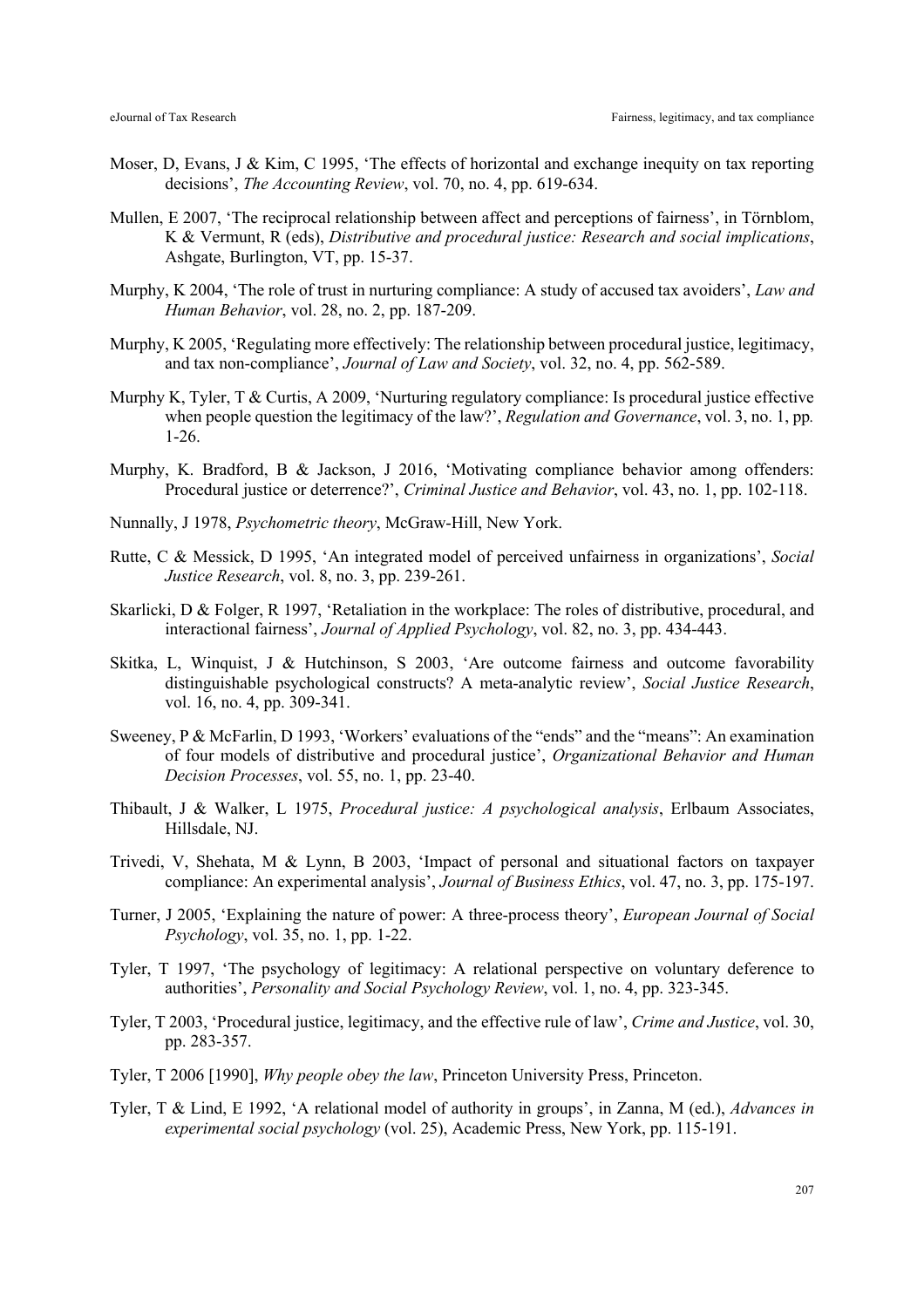Moser, D, Evans, J & Kim, C 1995, 'The effects of horizontal and exchange inequity on tax reporting decisions', *The Accounting Review*, vol. 70, no. 4, pp. 619-634.

Mullen, E 2007, 'The reciprocal relationship between affect and perceptions of fairness', in Törnblom, K & Vermunt, R (eds), *Distributive and procedural justice: Research and social implications*, Ashgate, Burlington, VT, pp. 15-37.

Murphy, K 2004, 'The role of trust in nurturing compliance: A study of accused tax avoiders', *Law and Human Behavior*, vol. 28, no. 2, pp. 187-209.

Murphy, K 2005, 'Regulating more effectively: The relationship between procedural justice, legitimacy, and tax non-compliance', *Journal of Law and Society*, vol. 32, no. 4, pp. 562-589.

Murphy K, Tyler, T & Curtis, A 2009, 'Nurturing regulatory compliance: Is procedural justice effective when people question the legitimacy of the law?', *Regulation and Governance*, vol. 3, no. 1, pp. 1-26.

Murphy, K. Bradford, B & Jackson, J 2016, 'Motivating compliance behavior among offenders: Procedural justice or deterrence?', *Criminal Justice and Behavior*, vol. 43, no. 1, pp. 102-118.

Nunnally, J 1978, *Psychometric theory*, McGraw-Hill, New York.

Rutte, C & Messick, D 1995, 'An integrated model of perceived unfairness in organizations', *Social Justice Research*, vol. 8, no. 3, pp. 239-261.

Skarlicki, D & Folger, R 1997, 'Retaliation in the workplace: The roles of distributive, procedural, and interactional fairness', *Journal of Applied Psychology*, vol. 82, no. 3, pp. 434-443.

Skitka, L, Winquist, J & Hutchinson, S 2003, 'Are outcome fairness and outcome favorability distinguishable psychological constructs? A meta-analytic review', *Social Justice Research*, vol. 16, no. 4, pp. 309-341.

Sweeney, P & McFarlin, D 1993, 'Workers' evaluations of the "ends" and the "means": An examination of four models of distributive and procedural justice', *Organizational Behavior and Human Decision Processes*, vol. 55, no. 1, pp. 23-40.

Thibault, J & Walker, L 1975, *Procedural justice: A psychological analysis*, Erlbaum Associates, Hillsdale, NJ.

Trivedi, V, Shehata, M & Lynn, B 2003, 'Impact of personal and situational factors on taxpayer compliance: An experimental analysis', *Journal of Business Ethics*, vol. 47, no. 3, pp. 175-197.

Turner, J 2005, 'Explaining the nature of power: A three-process theory', *European Journal of Social Psychology*, vol. 35, no. 1, pp. 1-22.

Tyler, T 1997, 'The psychology of legitimacy: A relational perspective on voluntary deference to authorities', *Personality and Social Psychology Review*, vol. 1, no. 4, pp. 323-345.

Tyler, T 2003, 'Procedural justice, legitimacy, and the effective rule of law', *Crime and Justice*, vol. 30, pp. 283-357.

Tyler, T 2006 [1990], *Why people obey the law*, Princeton University Press, Princeton.

Tyler, T & Lind, E 1992, 'A relational model of authority in groups', in Zanna, M (ed.), *Advances in experimental social psychology* (vol. 25), Academic Press, New York, pp. 115-191.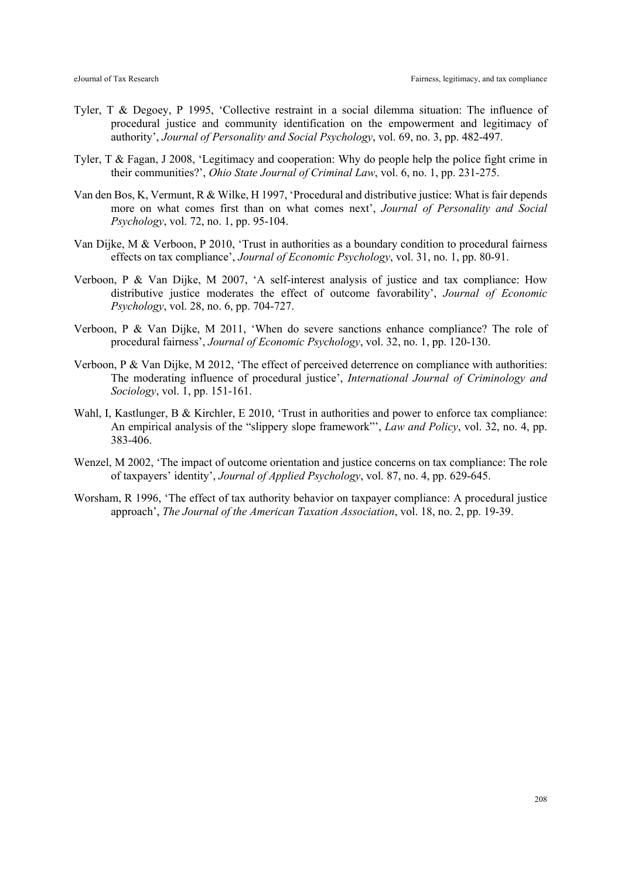Tyler, T & Degoey, P 1995, 'Collective restraint in a social dilemma situation: The influence of procedural justice and community identification on the empowerment and legitimacy of authority', *Journal of Personality and Social Psychology*, vol. 69, no. 3, pp. 482-497.

Tyler, T & Fagan, J 2008, 'Legitimacy and cooperation: Why do people help the police fight crime in their communities?', *Ohio State Journal of Criminal Law*, vol. 6, no. 1, pp. 231-275.

Van den Bos, K, Vermunt, R & Wilke, H 1997, 'Procedural and distributive justice: What is fair depends more on what comes first than on what comes next', *Journal of Personality and Social Psychology*, vol. 72, no. 1, pp. 95-104.

Van Dijke, M & Verboon, P 2010, 'Trust in authorities as a boundary condition to procedural fairness effects on tax compliance', *Journal of Economic Psychology*, vol. 31, no. 1, pp. 80-91.

Verboon, P & Van Dijke, M 2007, 'A self-interest analysis of justice and tax compliance: How distributive justice moderates the effect of outcome favorability', *Journal of Economic Psychology*, vol. 28, no. 6, pp. 704-727.

Verboon, P & Van Dijke, M 2011, 'When do severe sanctions enhance compliance? The role of procedural fairness', *Journal of Economic Psychology*, vol. 32, no. 1, pp. 120-130.

Verboon, P & Van Dijke, M 2012, 'The effect of perceived deterrence on compliance with authorities: The moderating influence of procedural justice', *International Journal of Criminology and Sociology*, vol. 1, pp. 151-161.

Wahl, I, Kastlunger, B & Kirchler, E 2010, 'Trust in authorities and power to enforce tax compliance: An empirical analysis of the "slippery slope framework"', *Law and Policy*, vol. 32, no. 4, pp. 383-406.

Wenzel, M 2002, 'The impact of outcome orientation and justice concerns on tax compliance: The role of taxpayers' identity', *Journal of Applied Psychology*, vol. 87, no. 4, pp. 629-645.

Worsham, R 1996, 'The effect of tax authority behavior on taxpayer compliance: A procedural justice approach', *The Journal of the American Taxation Association*, vol. 18, no. 2, pp. 19-39.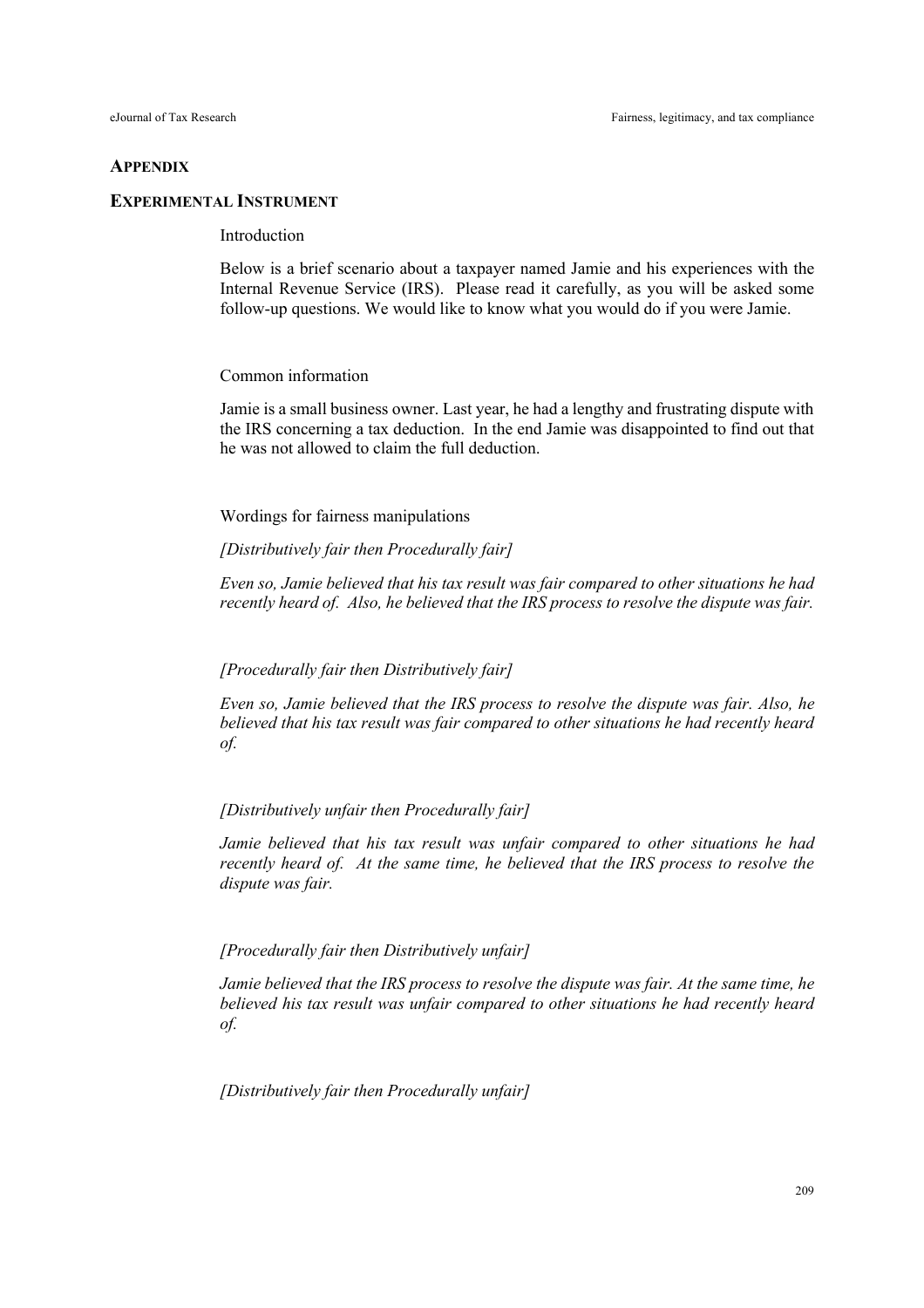## Appendix

### Experimental Instrument

Introduction

Below is a brief scenario about a taxpayer named Jamie and his experiences with the Internal Revenue Service (IRS). Please read it carefully, as you will be asked some follow-up questions. We would like to know what you would do if you were Jamie.

Common information

Jamie is a small business owner. Last year, he had a lengthy and frustrating dispute with the IRS concerning a tax deduction. In the end Jamie was disappointed to find out that he was not allowed to claim the full deduction.

Wordings for fairness manipulations

*[Distributively fair then Procedurally fair]*

*Even so, Jamie believed that his tax result was fair compared to other situations he had recently heard of. Also, he believed that the IRS process to resolve the dispute was fair.*

*[Procedurally fair then Distributively fair]*

*Even so, Jamie believed that the IRS process to resolve the dispute was fair. Also, he believed that his tax result was fair compared to other situations he had recently heard of.*

*[Distributively unfair then Procedurally fair]*

*Jamie believed that his tax result was unfair compared to other situations he had recently heard of. At the same time, he believed that the IRS process to resolve the dispute was fair.*

*[Procedurally fair then Distributively unfair]*

*Jamie believed that the IRS process to resolve the dispute was fair. At the same time, he believed his tax result was unfair compared to other situations he had recently heard of.*

*[Distributively fair then Procedurally unfair]*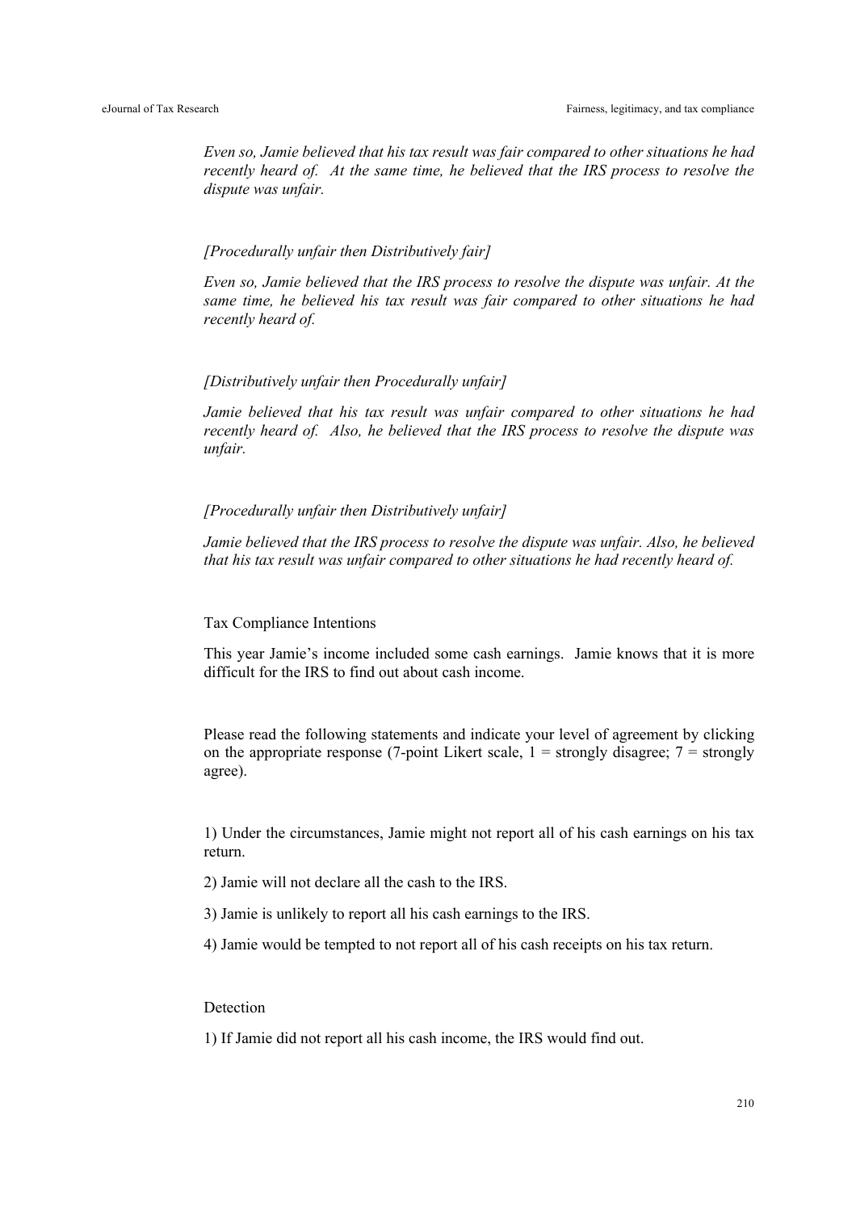*Even so, Jamie believed that his tax result was fair compared to other situations he had recently heard of. At the same time, he believed that the IRS process to resolve the dispute was unfair.*

*[Procedurally unfair then Distributively fair]*

*Even so, Jamie believed that the IRS process to resolve the dispute was unfair. At the same time, he believed his tax result was fair compared to other situations he had recently heard of.*

*[Distributively unfair then Procedurally unfair]*

*Jamie believed that his tax result was unfair compared to other situations he had recently heard of. Also, he believed that the IRS process to resolve the dispute was unfair.*

*[Procedurally unfair then Distributively unfair]*

*Jamie believed that the IRS process to resolve the dispute was unfair. Also, he believed that his tax result was unfair compared to other situations he had recently heard of.*

Tax Compliance Intentions

This year Jamie's income included some cash earnings. Jamie knows that it is more difficult for the IRS to find out about cash income.

Please read the following statements and indicate your level of agreement by clicking on the appropriate response (7-point Likert scale, 1 = strongly disagree; 7 = strongly agree).

1) Under the circumstances, Jamie might not report all of his cash earnings on his tax return.

2) Jamie will not declare all the cash to the IRS.

3) Jamie is unlikely to report all his cash earnings to the IRS.

4) Jamie would be tempted to not report all of his cash receipts on his tax return.

Detection

1) If Jamie did not report all his cash income, the IRS would find out.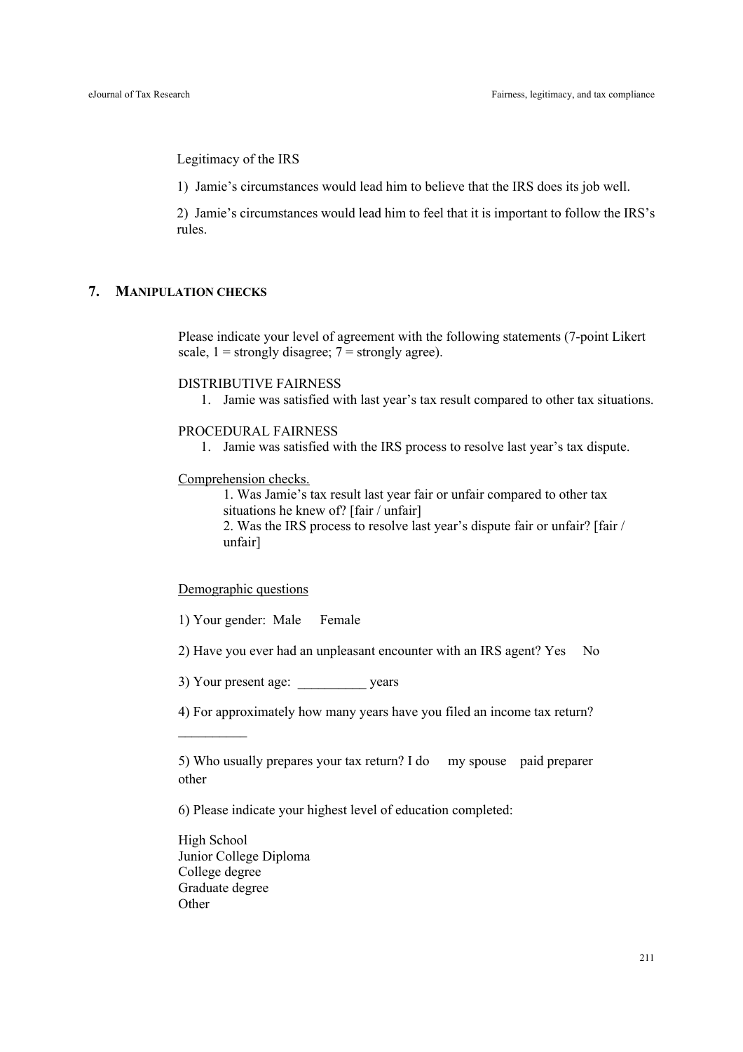Legitimacy of the IRS

1) Jamie's circumstances would lead him to believe that the IRS does its job well.

2) Jamie's circumstances would lead him to feel that it is important to follow the IRS's rules.

## 7. MANIPULATION CHECKS

Please indicate your level of agreement with the following statements (7-point Likert scale, 1 = strongly disagree; 7 = strongly agree).

DISTRIBUTIVE FAIRNESS

1. Jamie was satisfied with last year's tax result compared to other tax situations.

PROCEDURAL FAIRNESS

1. Jamie was satisfied with the IRS process to resolve last year's tax dispute.

Comprehension checks.

1. Was Jamie's tax result last year fair or unfair compared to other tax situations he knew of? [fair / unfair]
2. Was the IRS process to resolve last year's dispute fair or unfair? [fair / unfair]

Demographic questions

1) Your gender: Male Female

2) Have you ever had an unpleasant encounter with an IRS agent? Yes No

3) Your present age: __________ years

4) For approximately how many years have you filed an income tax return? __________

5) Who usually prepares your tax return? I do my spouse paid preparer other

6) Please indicate your highest level of education completed:

High School  
Junior College Diploma  
College degree  
Graduate degree  
Other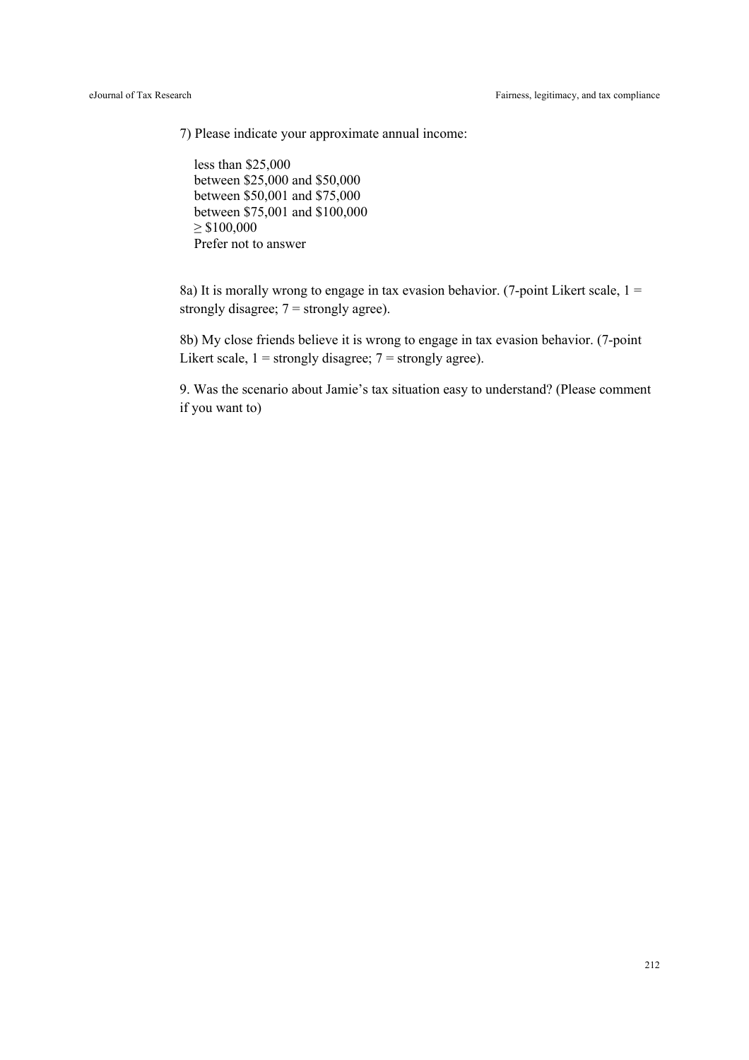7) Please indicate your approximate annual income:

less than $25,000
between $25,000 and $50,000
between $50,001 and $75,000
between $75,001 and $100,000
≥ $100,000
Prefer not to answer

8a) It is morally wrong to engage in tax evasion behavior. (7-point Likert scale, 1 = strongly disagree; 7 = strongly agree).

8b) My close friends believe it is wrong to engage in tax evasion behavior. (7-point Likert scale, 1 = strongly disagree; 7 = strongly agree).

9. Was the scenario about Jamie's tax situation easy to understand? (Please comment if you want to)